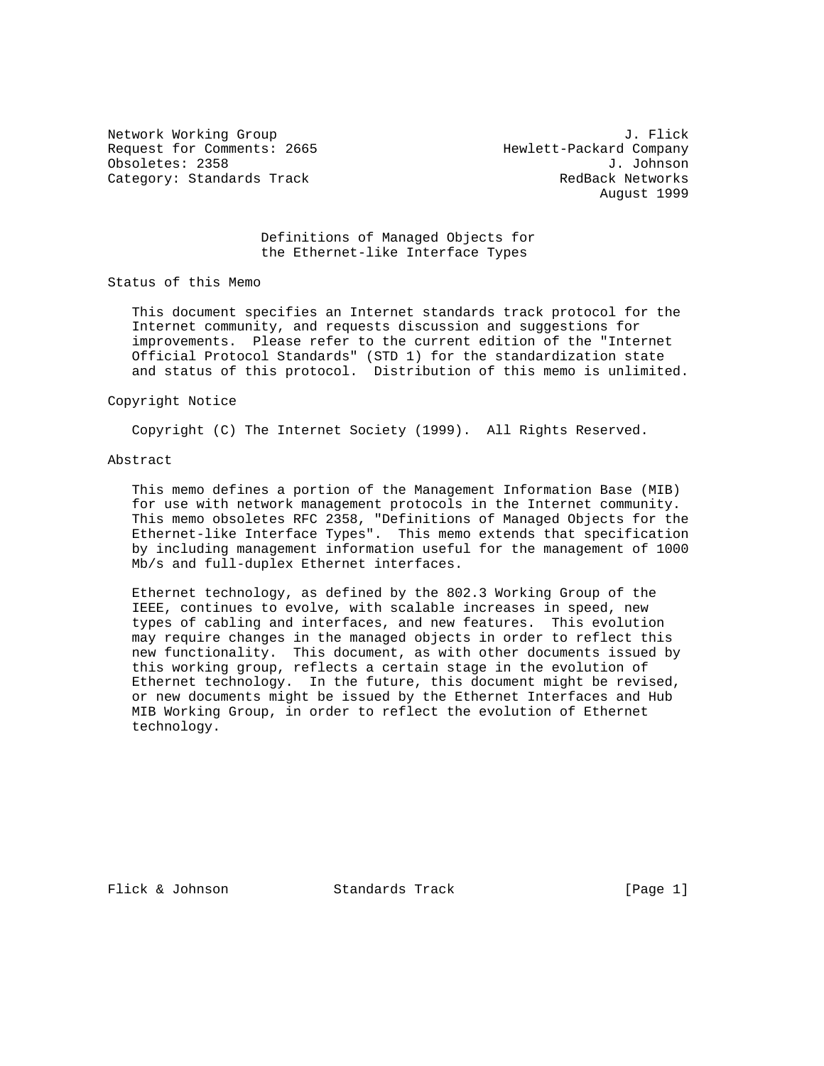Network Working Group J. Flick
Request for Comments: 2665 Hewlett-Packard Company
Obsoletes: 2358 J. Johnson
Category: Standards Track RedBack Networks
August 1999

# Definitions of Managed Objects for the Ethernet-like Interface Types

## Status of this Memo

This document specifies an Internet standards track protocol for the Internet community, and requests discussion and suggestions for improvements. Please refer to the current edition of the "Internet Official Protocol Standards" (STD 1) for the standardization state and status of this protocol. Distribution of this memo is unlimited.

## Copyright Notice

Copyright (C) The Internet Society (1999). All Rights Reserved.

## Abstract

This memo defines a portion of the Management Information Base (MIB) for use with network management protocols in the Internet community. This memo obsoletes RFC 2358, "Definitions of Managed Objects for the Ethernet-like Interface Types". This memo extends that specification by including management information useful for the management of 1000 Mb/s and full-duplex Ethernet interfaces.

Ethernet technology, as defined by the 802.3 Working Group of the IEEE, continues to evolve, with scalable increases in speed, new types of cabling and interfaces, and new features. This evolution may require changes in the managed objects in order to reflect this new functionality. This document, as with other documents issued by this working group, reflects a certain stage in the evolution of Ethernet technology. In the future, this document might be revised, or new documents might be issued by the Ethernet Interfaces and Hub MIB Working Group, in order to reflect the evolution of Ethernet technology.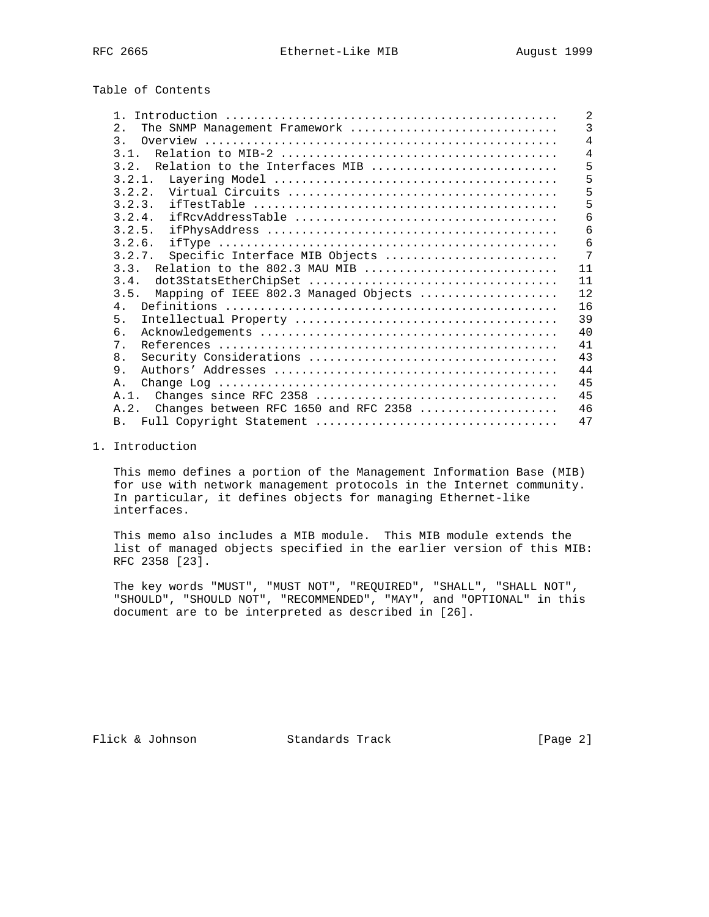Table of Contents

```
   1. Introduction ...............................................    2
   2.  The SNMP Management Framework .............................    3
   3.  Overview ..................................................    4
   3.1.  Relation to MIB-2 .......................................    4
   3.2.  Relation to the Interfaces MIB ..........................    5
   3.2.1.  Layering Model ........................................    5
   3.2.2.  Virtual Circuits ......................................    5
   3.2.3.  ifTestTable ...........................................    5
   3.2.4.  ifRcvAddressTable .....................................    6
   3.2.5.  ifPhysAddress .........................................    6
   3.2.6.  ifType ................................................    6
   3.2.7.  Specific Interface MIB Objects ........................    7
   3.3.  Relation to the 802.3 MAU MIB ...........................   11
   3.4.  dot3StatsEtherChipSet ...................................   11
   3.5.  Mapping of IEEE 802.3 Managed Objects ...................   12
   4.  Definitions ...............................................   16
   5.  Intellectual Property .....................................   39
   6.  Acknowledgements ..........................................   40
   7.  References ................................................   41
   8.  Security Considerations ...................................   43
   9.  Authors' Addresses ........................................   44
   A.  Change Log ................................................   45
   A.1.  Changes since RFC 2358 ..................................   45
   A.2.  Changes between RFC 1650 and RFC 2358 ...................   46
   B.  Full Copyright Statement ..................................   47
```

## 1. Introduction

This memo defines a portion of the Management Information Base (MIB) for use with network management protocols in the Internet community. In particular, it defines objects for managing Ethernet-like interfaces.

This memo also includes a MIB module. This MIB module extends the list of managed objects specified in the earlier version of this MIB: RFC 2358 [23].

The key words "MUST", "MUST NOT", "REQUIRED", "SHALL", "SHALL NOT", "SHOULD", "SHOULD NOT", "RECOMMENDED", "MAY", and "OPTIONAL" in this document are to be interpreted as described in [26].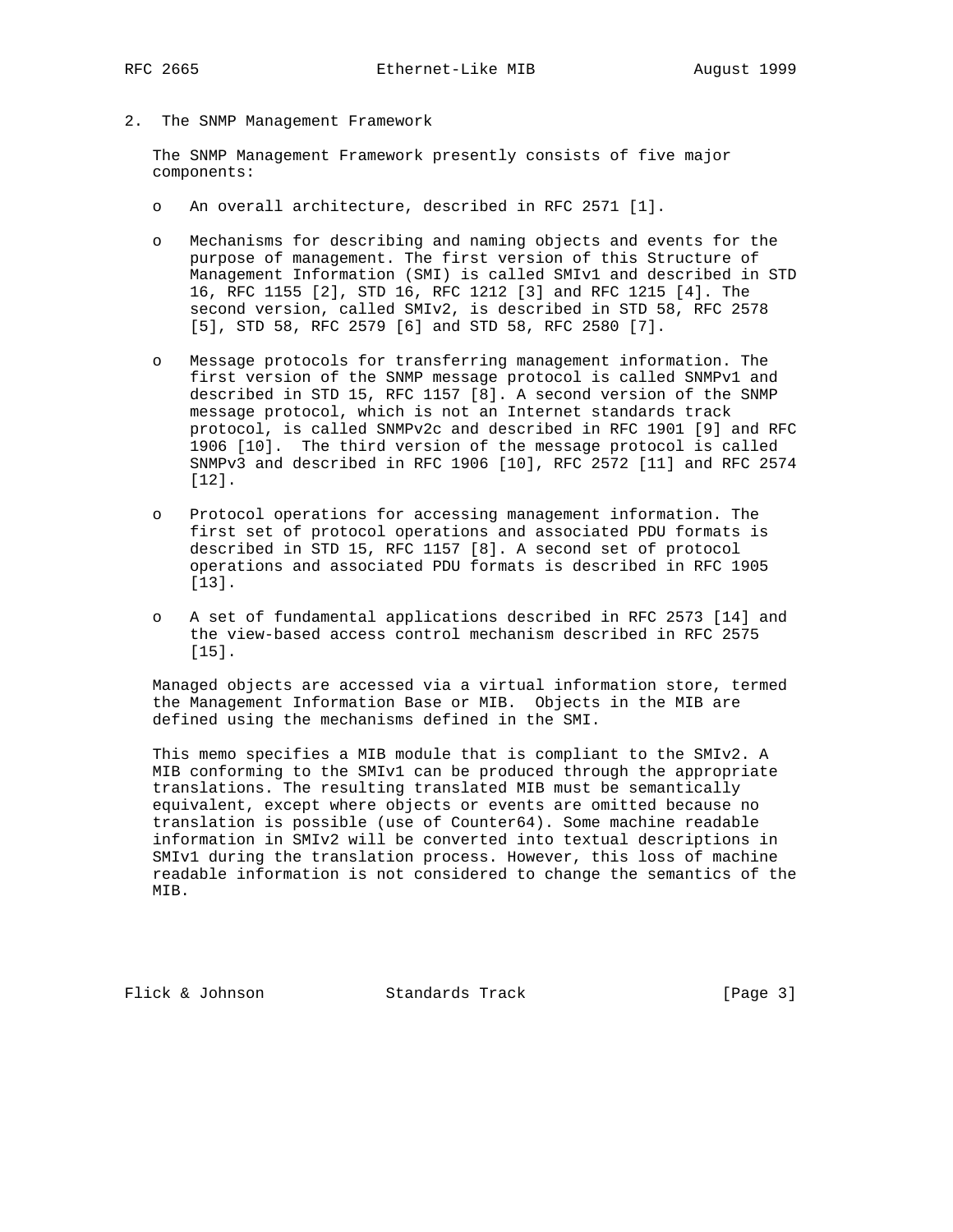## 2. The SNMP Management Framework

The SNMP Management Framework presently consists of five major components:

- An overall architecture, described in RFC 2571 [1].

- Mechanisms for describing and naming objects and events for the purpose of management. The first version of this Structure of Management Information (SMI) is called SMIv1 and described in STD 16, RFC 1155 [2], STD 16, RFC 1212 [3] and RFC 1215 [4]. The second version, called SMIv2, is described in STD 58, RFC 2578 [5], STD 58, RFC 2579 [6] and STD 58, RFC 2580 [7].

- Message protocols for transferring management information. The first version of the SNMP message protocol is called SNMPv1 and described in STD 15, RFC 1157 [8]. A second version of the SNMP message protocol, which is not an Internet standards track protocol, is called SNMPv2c and described in RFC 1901 [9] and RFC 1906 [10]. The third version of the message protocol is called SNMPv3 and described in RFC 1906 [10], RFC 2572 [11] and RFC 2574 [12].

- Protocol operations for accessing management information. The first set of protocol operations and associated PDU formats is described in STD 15, RFC 1157 [8]. A second set of protocol operations and associated PDU formats is described in RFC 1905 [13].

- A set of fundamental applications described in RFC 2573 [14] and the view-based access control mechanism described in RFC 2575 [15].

Managed objects are accessed via a virtual information store, termed the Management Information Base or MIB. Objects in the MIB are defined using the mechanisms defined in the SMI.

This memo specifies a MIB module that is compliant to the SMIv2. A MIB conforming to the SMIv1 can be produced through the appropriate translations. The resulting translated MIB must be semantically equivalent, except where objects or events are omitted because no translation is possible (use of Counter64). Some machine readable information in SMIv2 will be converted into textual descriptions in SMIv1 during the translation process. However, this loss of machine readable information is not considered to change the semantics of the MIB.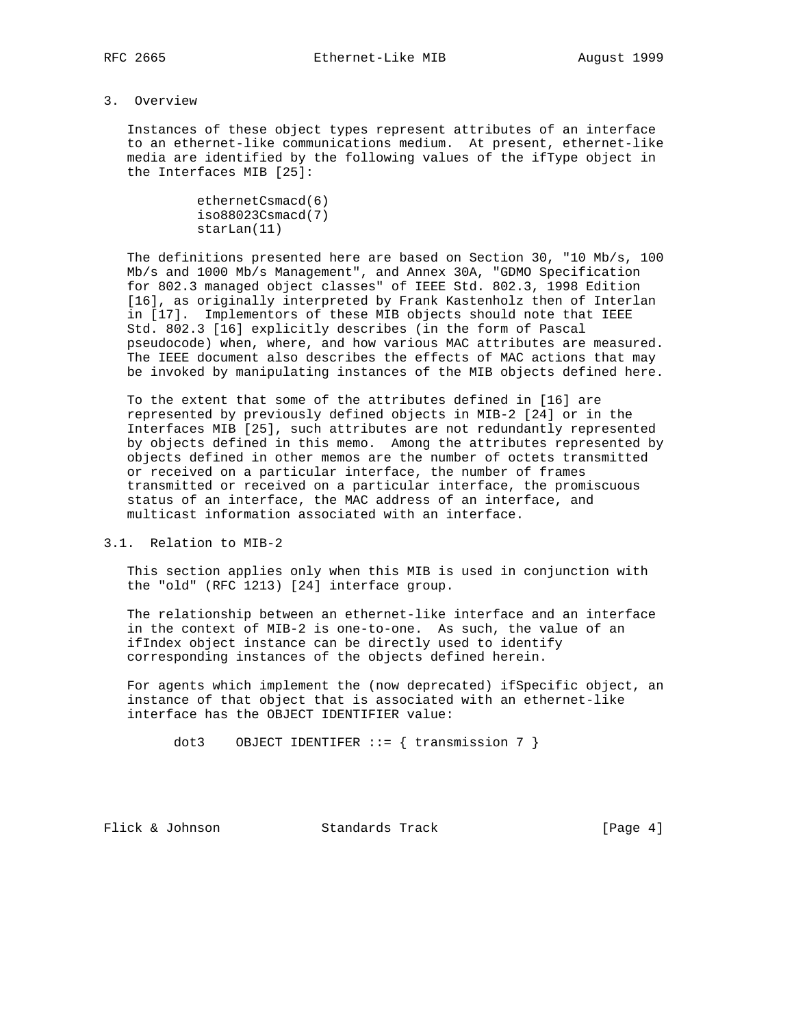## 3. Overview

Instances of these object types represent attributes of an interface to an ethernet-like communications medium. At present, ethernet-like media are identified by the following values of the ifType object in the Interfaces MIB [25]:

```
ethernetCsmacd(6)
iso88023Csmacd(7)
starLan(11)
```

The definitions presented here are based on Section 30, "10 Mb/s, 100 Mb/s and 1000 Mb/s Management", and Annex 30A, "GDMO Specification for 802.3 managed object classes" of IEEE Std. 802.3, 1998 Edition [16], as originally interpreted by Frank Kastenholz then of Interlan in [17]. Implementors of these MIB objects should note that IEEE Std. 802.3 [16] explicitly describes (in the form of Pascal pseudocode) when, where, and how various MAC attributes are measured. The IEEE document also describes the effects of MAC actions that may be invoked by manipulating instances of the MIB objects defined here.

To the extent that some of the attributes defined in [16] are represented by previously defined objects in MIB-2 [24] or in the Interfaces MIB [25], such attributes are not redundantly represented by objects defined in this memo. Among the attributes represented by objects defined in other memos are the number of octets transmitted or received on a particular interface, the number of frames transmitted or received on a particular interface, the promiscuous status of an interface, the MAC address of an interface, and multicast information associated with an interface.

### 3.1. Relation to MIB-2

This section applies only when this MIB is used in conjunction with the "old" (RFC 1213) [24] interface group.

The relationship between an ethernet-like interface and an interface in the context of MIB-2 is one-to-one. As such, the value of an ifIndex object instance can be directly used to identify corresponding instances of the objects defined herein.

For agents which implement the (now deprecated) ifSpecific object, an instance of that object that is associated with an ethernet-like interface has the OBJECT IDENTIFIER value:

```
dot3    OBJECT IDENTIFER ::= { transmission 7 }
```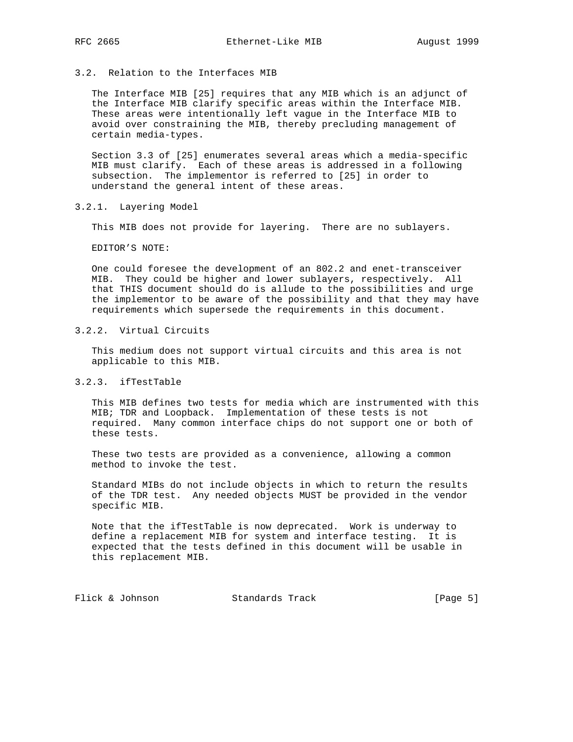### 3.2. Relation to the Interfaces MIB

The Interface MIB [25] requires that any MIB which is an adjunct of the Interface MIB clarify specific areas within the Interface MIB. These areas were intentionally left vague in the Interface MIB to avoid over constraining the MIB, thereby precluding management of certain media-types.

Section 3.3 of [25] enumerates several areas which a media-specific MIB must clarify. Each of these areas is addressed in a following subsection. The implementor is referred to [25] in order to understand the general intent of these areas.

#### 3.2.1. Layering Model

This MIB does not provide for layering. There are no sublayers.

EDITOR’S NOTE:

One could foresee the development of an 802.2 and enet-transceiver MIB. They could be higher and lower sublayers, respectively. All that THIS document should do is allude to the possibilities and urge the implementor to be aware of the possibility and that they may have requirements which supersede the requirements in this document.

#### 3.2.2. Virtual Circuits

This medium does not support virtual circuits and this area is not applicable to this MIB.

#### 3.2.3. ifTestTable

This MIB defines two tests for media which are instrumented with this MIB; TDR and Loopback. Implementation of these tests is not required. Many common interface chips do not support one or both of these tests.

These two tests are provided as a convenience, allowing a common method to invoke the test.

Standard MIBs do not include objects in which to return the results of the TDR test. Any needed objects MUST be provided in the vendor specific MIB.

Note that the ifTestTable is now deprecated. Work is underway to define a replacement MIB for system and interface testing. It is expected that the tests defined in this document will be usable in this replacement MIB.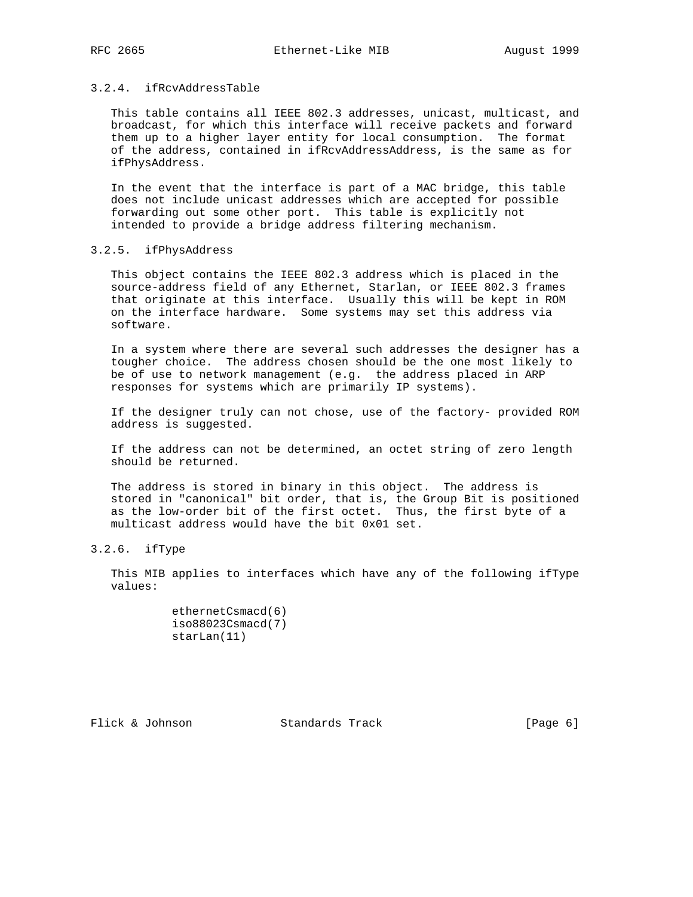### 3.2.4. ifRcvAddressTable

This table contains all IEEE 802.3 addresses, unicast, multicast, and broadcast, for which this interface will receive packets and forward them up to a higher layer entity for local consumption. The format of the address, contained in ifRcvAddressAddress, is the same as for ifPhysAddress.

In the event that the interface is part of a MAC bridge, this table does not include unicast addresses which are accepted for possible forwarding out some other port. This table is explicitly not intended to provide a bridge address filtering mechanism.

### 3.2.5. ifPhysAddress

This object contains the IEEE 802.3 address which is placed in the source-address field of any Ethernet, Starlan, or IEEE 802.3 frames that originate at this interface. Usually this will be kept in ROM on the interface hardware. Some systems may set this address via software.

In a system where there are several such addresses the designer has a tougher choice. The address chosen should be the one most likely to be of use to network management (e.g. the address placed in ARP responses for systems which are primarily IP systems).

If the designer truly can not chose, use of the factory- provided ROM address is suggested.

If the address can not be determined, an octet string of zero length should be returned.

The address is stored in binary in this object. The address is stored in "canonical" bit order, that is, the Group Bit is positioned as the low-order bit of the first octet. Thus, the first byte of a multicast address would have the bit 0x01 set.

### 3.2.6. ifType

This MIB applies to interfaces which have any of the following ifType values:

```
ethernetCsmacd(6)
iso88023Csmacd(7)
starLan(11)
```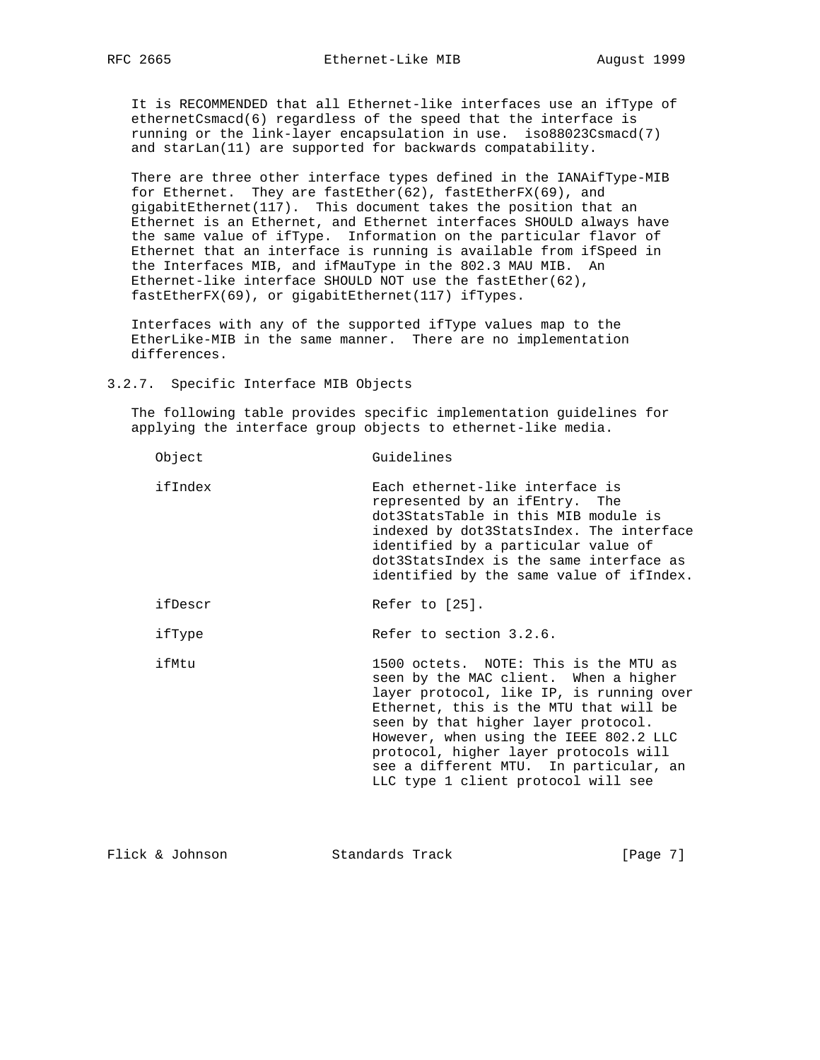It is RECOMMENDED that all Ethernet-like interfaces use an ifType of ethernetCsmacd(6) regardless of the speed that the interface is running or the link-layer encapsulation in use. iso88023Csmacd(7) and starLan(11) are supported for backwards compatability.

There are three other interface types defined in the IANAifType-MIB for Ethernet. They are fastEther(62), fastEtherFX(69), and gigabitEthernet(117). This document takes the position that an Ethernet is an Ethernet, and Ethernet interfaces SHOULD always have the same value of ifType. Information on the particular flavor of Ethernet that an interface is running is available from ifSpeed in the Interfaces MIB, and ifMauType in the 802.3 MAU MIB. An Ethernet-like interface SHOULD NOT use the fastEther(62), fastEtherFX(69), or gigabitEthernet(117) ifTypes.

Interfaces with any of the supported ifType values map to the EtherLike-MIB in the same manner. There are no implementation differences.

### 3.2.7. Specific Interface MIB Objects

The following table provides specific implementation guidelines for applying the interface group objects to ethernet-like media.

| Object | Guidelines |
|---|---|
| ifIndex | Each ethernet-like interface is represented by an ifEntry. The dot3StatsTable in this MIB module is indexed by dot3StatsIndex. The interface identified by a particular value of dot3StatsIndex is the same interface as identified by the same value of ifIndex. |
| ifDescr | Refer to [25]. |
| ifType | Refer to section 3.2.6. |
| ifMtu | 1500 octets. NOTE: This is the MTU as seen by the MAC client. When a higher layer protocol, like IP, is running over Ethernet, this is the MTU that will be seen by that higher layer protocol. However, when using the IEEE 802.2 LLC protocol, higher layer protocols will see a different MTU. In particular, an LLC type 1 client protocol will see |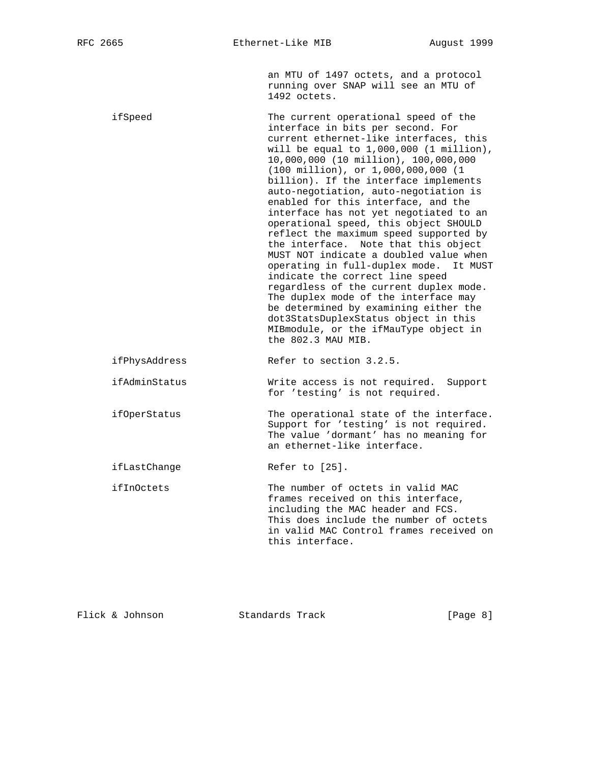an MTU of 1497 octets, and a protocol running over SNAP will see an MTU of 1492 octets.

| | |
|---|---|
| ifSpeed | The current operational speed of the interface in bits per second. For current ethernet-like interfaces, this will be equal to 1,000,000 (1 million), 10,000,000 (10 million), 100,000,000 (100 million), or 1,000,000,000 (1 billion). If the interface implements auto-negotiation, auto-negotiation is enabled for this interface, and the interface has not yet negotiated to an operational speed, this object SHOULD reflect the maximum speed supported by the interface. Note that this object MUST NOT indicate a doubled value when operating in full-duplex mode. It MUST indicate the correct line speed regardless of the current duplex mode. The duplex mode of the interface may be determined by examining either the dot3StatsDuplexStatus object in this MIBmodule, or the ifMauType object in the 802.3 MAU MIB. |
| ifPhysAddress | Refer to section 3.2.5. |
| ifAdminStatus | Write access is not required. Support for 'testing' is not required. |
| ifOperStatus | The operational state of the interface. Support for 'testing' is not required. The value 'dormant' has no meaning for an ethernet-like interface. |
| ifLastChange | Refer to [25]. |
| ifInOctets | The number of octets in valid MAC frames received on this interface, including the MAC header and FCS. This does include the number of octets in valid MAC Control frames received on this interface. |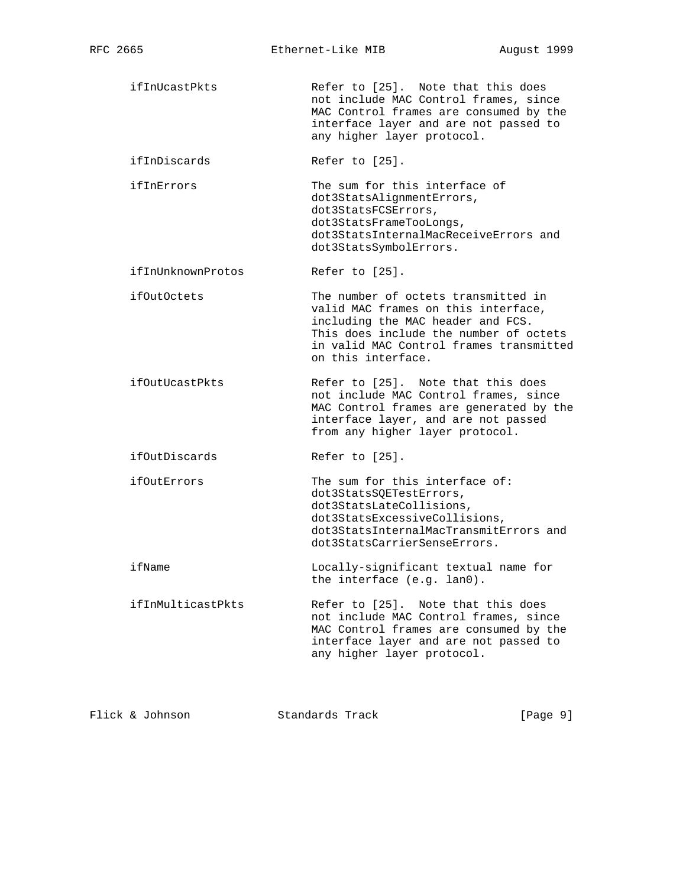| Object | Description |
| --- | --- |
| ifInUcastPkts | Refer to [25]. Note that this does not include MAC Control frames, since MAC Control frames are consumed by the interface layer and are not passed to any higher layer protocol. |
| ifInDiscards | Refer to [25]. |
| ifInErrors | The sum for this interface of dot3StatsAlignmentErrors, dot3StatsFCSErrors, dot3StatsFrameTooLongs, dot3StatsInternalMacReceiveErrors and dot3StatsSymbolErrors. |
| ifInUnknownProtos | Refer to [25]. |
| ifOutOctets | The number of octets transmitted in valid MAC frames on this interface, including the MAC header and FCS. This does include the number of octets in valid MAC Control frames transmitted on this interface. |
| ifOutUcastPkts | Refer to [25]. Note that this does not include MAC Control frames, since MAC Control frames are generated by the interface layer, and are not passed from any higher layer protocol. |
| ifOutDiscards | Refer to [25]. |
| ifOutErrors | The sum for this interface of: dot3StatsSQETestErrors, dot3StatsLateCollisions, dot3StatsExcessiveCollisions, dot3StatsInternalMacTransmitErrors and dot3StatsCarrierSenseErrors. |
| ifName | Locally-significant textual name for the interface (e.g. lan0). |
| ifInMulticastPkts | Refer to [25]. Note that this does not include MAC Control frames, since MAC Control frames are consumed by the interface layer and are not passed to any higher layer protocol. |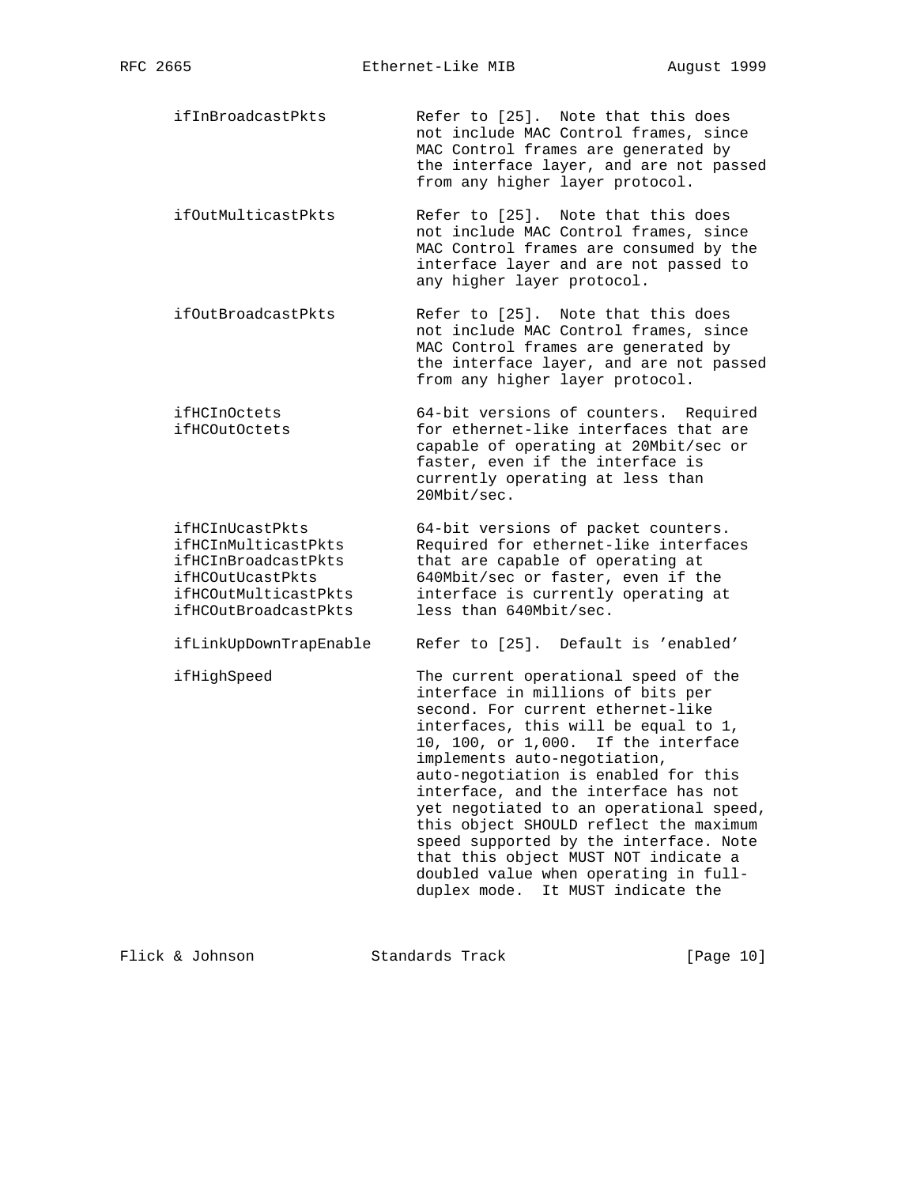| Object | Description |
|---|---|
| ifInBroadcastPkts | Refer to [25]. Note that this does not include MAC Control frames, since MAC Control frames are generated by the interface layer, and are not passed from any higher layer protocol. |
| ifOutMulticastPkts | Refer to [25]. Note that this does not include MAC Control frames, since MAC Control frames are consumed by the interface layer and are not passed to any higher layer protocol. |
| ifOutBroadcastPkts | Refer to [25]. Note that this does not include MAC Control frames, since MAC Control frames are generated by the interface layer, and are not passed from any higher layer protocol. |
| ifHCInOctets<br>ifHCOutOctets | 64-bit versions of counters. Required for ethernet-like interfaces that are capable of operating at 20Mbit/sec or faster, even if the interface is currently operating at less than 20Mbit/sec. |
| ifHCInUcastPkts<br>ifHCInMulticastPkts<br>ifHCInBroadcastPkts<br>ifHCOutUcastPkts<br>ifHCOutMulticastPkts<br>ifHCOutBroadcastPkts | 64-bit versions of packet counters. Required for ethernet-like interfaces that are capable of operating at 640Mbit/sec or faster, even if the interface is currently operating at less than 640Mbit/sec. |
| ifLinkUpDownTrapEnable | Refer to [25]. Default is 'enabled' |
| ifHighSpeed | The current operational speed of the interface in millions of bits per second. For current ethernet-like interfaces, this will be equal to 1, 10, 100, or 1,000. If the interface implements auto-negotiation, auto-negotiation is enabled for this interface, and the interface has not yet negotiated to an operational speed, this object SHOULD reflect the maximum speed supported by the interface. Note that this object MUST NOT indicate a doubled value when operating in full-duplex mode. It MUST indicate the |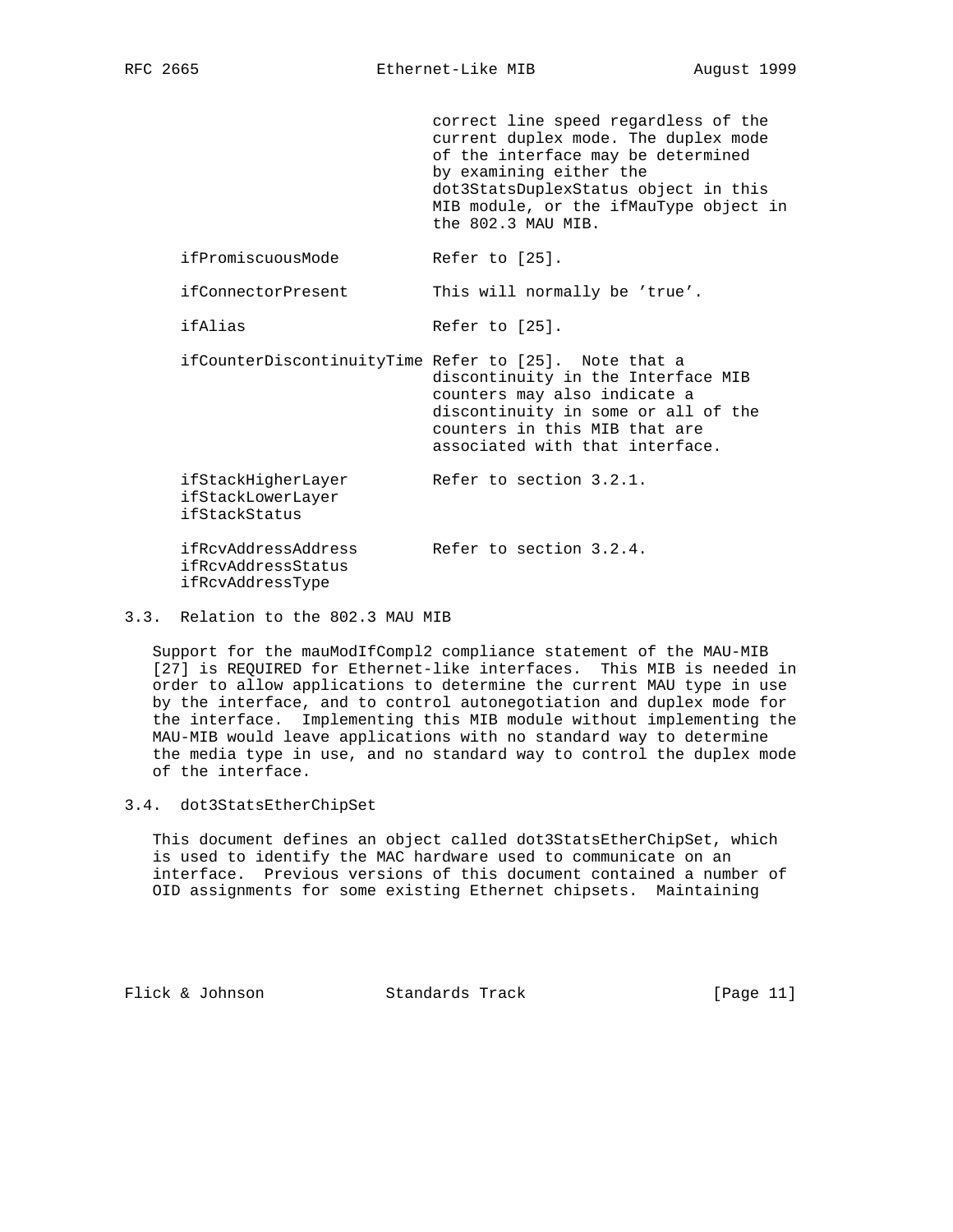correct line speed regardless of the current duplex mode. The duplex mode of the interface may be determined by examining either the dot3StatsDuplexStatus object in this MIB module, or the ifMauType object in the 802.3 MAU MIB.

| Object | Description |
| --- | --- |
| ifPromiscuousMode | Refer to [25]. |
| ifConnectorPresent | This will normally be 'true'. |
| ifAlias | Refer to [25]. |
| ifCounterDiscontinuityTime | Refer to [25]. Note that a discontinuity in the Interface MIB counters may also indicate a discontinuity in some or all of the counters in this MIB that are associated with that interface. |
| ifStackHigherLayer ifStackLowerLayer ifStackStatus | Refer to section 3.2.1. |
| ifRcvAddressAddress ifRcvAddressStatus ifRcvAddressType | Refer to section 3.2.4. |

### 3.3. Relation to the 802.3 MAU MIB

Support for the mauModIfCompl2 compliance statement of the MAU-MIB [27] is REQUIRED for Ethernet-like interfaces. This MIB is needed in order to allow applications to determine the current MAU type in use by the interface, and to control autonegotiation and duplex mode for the interface. Implementing this MIB module without implementing the MAU-MIB would leave applications with no standard way to determine the media type in use, and no standard way to control the duplex mode of the interface.

### 3.4. dot3StatsEtherChipSet

This document defines an object called dot3StatsEtherChipSet, which is used to identify the MAC hardware used to communicate on an interface. Previous versions of this document contained a number of OID assignments for some existing Ethernet chipsets. Maintaining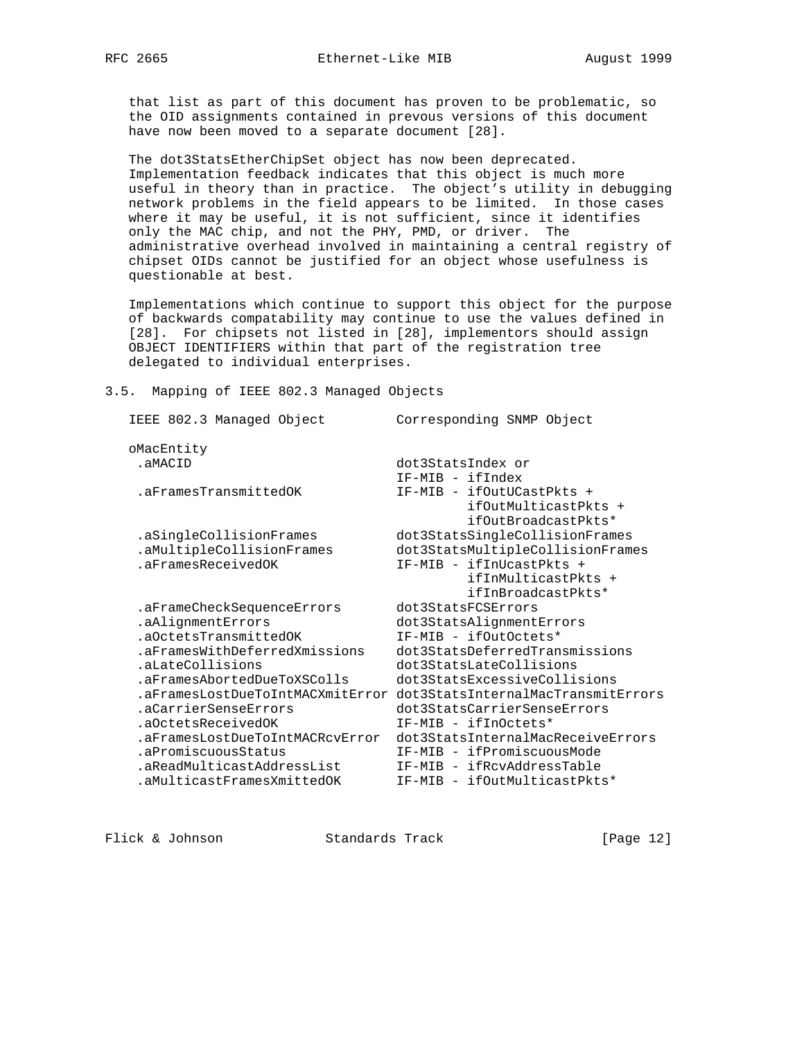that list as part of this document has proven to be problematic, so the OID assignments contained in prevous versions of this document have now been moved to a separate document [28].

The dot3StatsEtherChipSet object has now been deprecated. Implementation feedback indicates that this object is much more useful in theory than in practice. The object's utility in debugging network problems in the field appears to be limited. In those cases where it may be useful, it is not sufficient, since it identifies only the MAC chip, and not the PHY, PMD, or driver. The administrative overhead involved in maintaining a central registry of chipset OIDs cannot be justified for an object whose usefulness is questionable at best.

Implementations which continue to support this object for the purpose of backwards compatability may continue to use the values defined in [28]. For chipsets not listed in [28], implementors should assign OBJECT IDENTIFIERS within that part of the registration tree delegated to individual enterprises.

## 3.5. Mapping of IEEE 802.3 Managed Objects

| IEEE 802.3 Managed Object | Corresponding SNMP Object |
|---|---|
| oMacEntity | |
| .aMACID | dot3StatsIndex or IF-MIB - ifIndex |
| .aFramesTransmittedOK | IF-MIB - ifOutUCastPkts + ifOutMulticastPkts + ifOutBroadcastPkts* |
| .aSingleCollisionFrames | dot3StatsSingleCollisionFrames |
| .aMultipleCollisionFrames | dot3StatsMultipleCollisionFrames |
| .aFramesReceivedOK | IF-MIB - ifInUcastPkts + ifInMulticastPkts + ifInBroadcastPkts* |
| .aFrameCheckSequenceErrors | dot3StatsFCSErrors |
| .aAlignmentErrors | dot3StatsAlignmentErrors |
| .aOctetsTransmittedOK | IF-MIB - ifOutOctets* |
| .aFramesWithDeferredXmissions | dot3StatsDeferredTransmissions |
| .aLateCollisions | dot3StatsLateCollisions |
| .aFramesAbortedDueToXSColls | dot3StatsExcessiveCollisions |
| .aFramesLostDueToIntMACXmitError | dot3StatsInternalMacTransmitErrors |
| .aCarrierSenseErrors | dot3StatsCarrierSenseErrors |
| .aOctetsReceivedOK | IF-MIB - ifInOctets* |
| .aFramesLostDueToIntMACRcvError | dot3StatsInternalMacReceiveErrors |
| .aPromiscuousStatus | IF-MIB - ifPromiscuousMode |
| .aReadMulticastAddressList | IF-MIB - ifRcvAddressTable |
| .aMulticastFramesXmittedOK | IF-MIB - ifOutMulticastPkts* |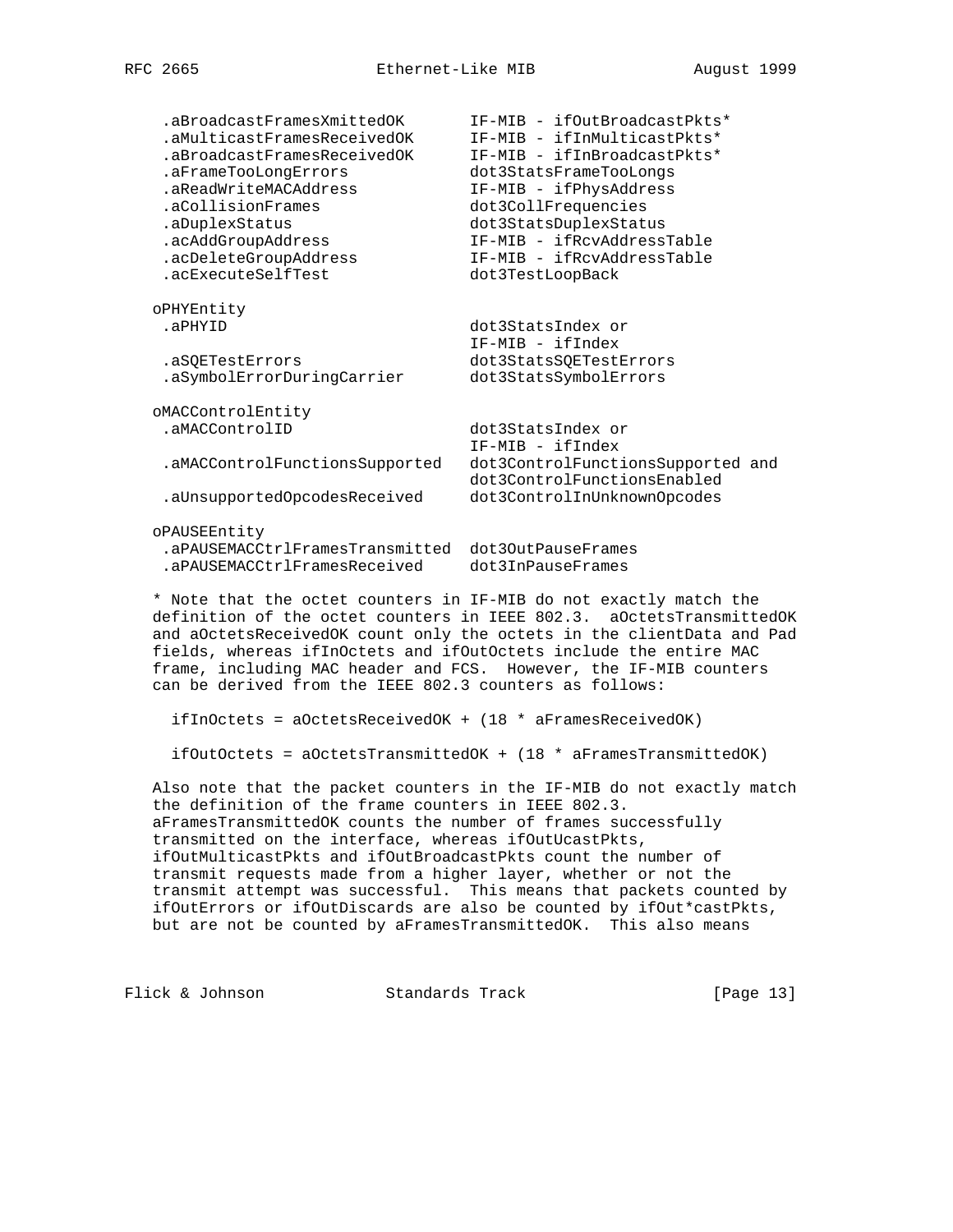```
     .aBroadcastFramesXmittedOK       IF-MIB - ifOutBroadcastPkts*
     .aMulticastFramesReceivedOK      IF-MIB - ifInMulticastPkts*
     .aBroadcastFramesReceivedOK      IF-MIB - ifInBroadcastPkts*
     .aFrameTooLongErrors             dot3StatsFrameTooLongs
     .aReadWriteMACAddress            IF-MIB - ifPhysAddress
     .aCollisionFrames                dot3CollFrequencies
     .aDuplexStatus                   dot3StatsDuplexStatus
     .acAddGroupAddress               IF-MIB - ifRcvAddressTable
     .acDeleteGroupAddress            IF-MIB - ifRcvAddressTable
     .acExecuteSelfTest               dot3TestLoopBack

    oPHYEntity
     .aPHYID                          dot3StatsIndex or
                                      IF-MIB - ifIndex
     .aSQETestErrors                  dot3StatsSQETestErrors
     .aSymbolErrorDuringCarrier       dot3StatsSymbolErrors

    oMACControlEntity
     .aMACControlID                   dot3StatsIndex or
                                      IF-MIB - ifIndex
     .aMACControlFunctionsSupported   dot3ControlFunctionsSupported and
                                      dot3ControlFunctionsEnabled
     .aUnsupportedOpcodesReceived     dot3ControlInUnknownOpcodes

    oPAUSEEntity
     .aPAUSEMACCtrlFramesTransmitted  dot3OutPauseFrames
     .aPAUSEMACCtrlFramesReceived     dot3InPauseFrames
```

* Note that the octet counters in IF-MIB do not exactly match the definition of the octet counters in IEEE 802.3. aOctetsTransmittedOK and aOctetsReceivedOK count only the octets in the clientData and Pad fields, whereas ifInOctets and ifOutOctets include the entire MAC frame, including MAC header and FCS. However, the IF-MIB counters can be derived from the IEEE 802.3 counters as follows:

```
  ifInOctets = aOctetsReceivedOK + (18 * aFramesReceivedOK)

  ifOutOctets = aOctetsTransmittedOK + (18 * aFramesTransmittedOK)
```

Also note that the packet counters in the IF-MIB do not exactly match the definition of the frame counters in IEEE 802.3. aFramesTransmittedOK counts the number of frames successfully transmitted on the interface, whereas ifOutUcastPkts, ifOutMulticastPkts and ifOutBroadcastPkts count the number of transmit requests made from a higher layer, whether or not the transmit attempt was successful. This means that packets counted by ifOutErrors or ifOutDiscards are also be counted by ifOut*castPkts, but are not be counted by aFramesTransmittedOK. This also means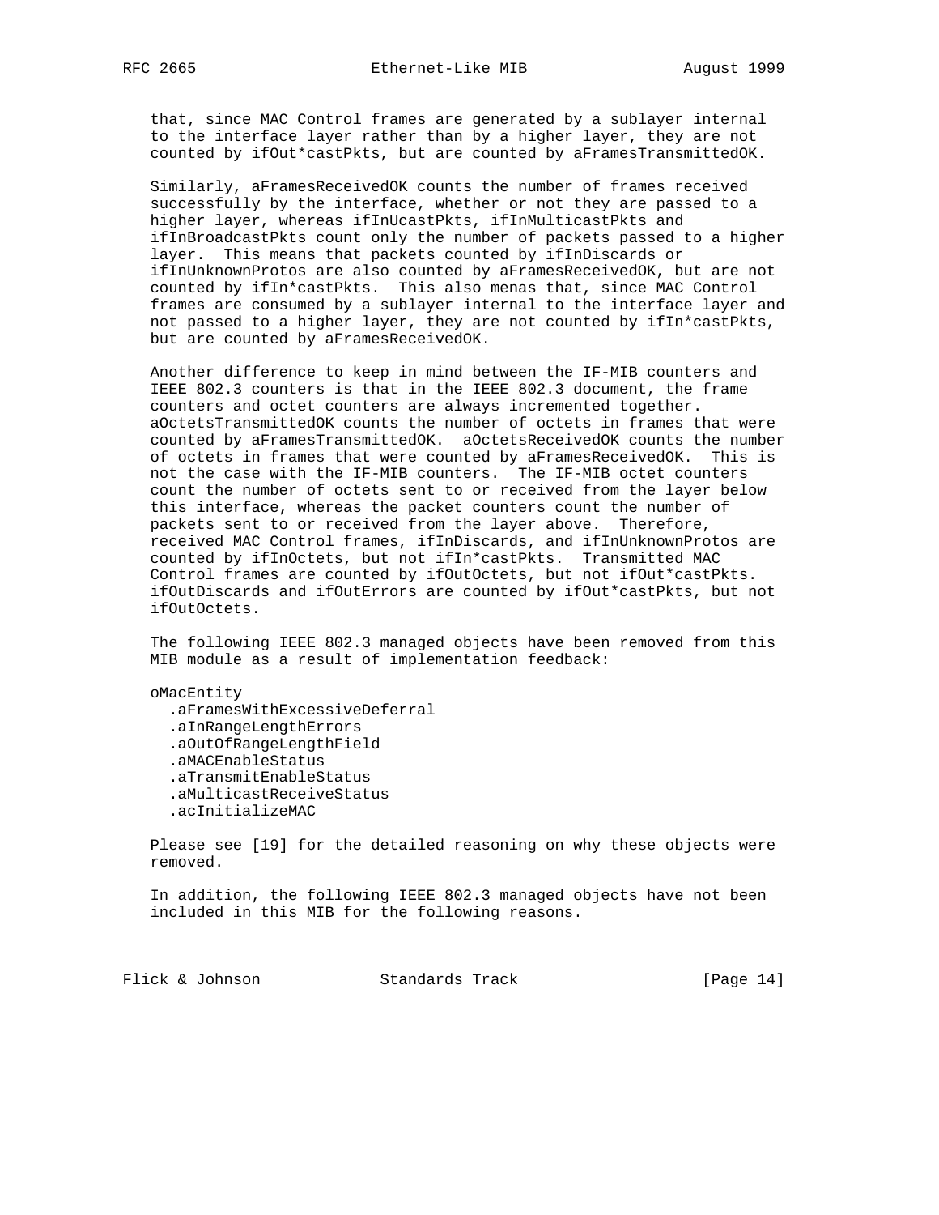that, since MAC Control frames are generated by a sublayer internal to the interface layer rather than by a higher layer, they are not counted by ifOut*castPkts, but are counted by aFramesTransmittedOK.

Similarly, aFramesReceivedOK counts the number of frames received successfully by the interface, whether or not they are passed to a higher layer, whereas ifInUcastPkts, ifInMulticastPkts and ifInBroadcastPkts count only the number of packets passed to a higher layer. This means that packets counted by ifInDiscards or ifInUnknownProtos are also counted by aFramesReceivedOK, but are not counted by ifIn*castPkts. This also menas that, since MAC Control frames are consumed by a sublayer internal to the interface layer and not passed to a higher layer, they are not counted by ifIn*castPkts, but are counted by aFramesReceivedOK.

Another difference to keep in mind between the IF-MIB counters and IEEE 802.3 counters is that in the IEEE 802.3 document, the frame counters and octet counters are always incremented together. aOctetsTransmittedOK counts the number of octets in frames that were counted by aFramesTransmittedOK. aOctetsReceivedOK counts the number of octets in frames that were counted by aFramesReceivedOK. This is not the case with the IF-MIB counters. The IF-MIB octet counters count the number of octets sent to or received from the layer below this interface, whereas the packet counters count the number of packets sent to or received from the layer above. Therefore, received MAC Control frames, ifInDiscards, and ifInUnknownProtos are counted by ifInOctets, but not ifIn*castPkts. Transmitted MAC Control frames are counted by ifOutOctets, but not ifOut*castPkts. ifOutDiscards and ifOutErrors are counted by ifOut*castPkts, but not ifOutOctets.

The following IEEE 802.3 managed objects have been removed from this MIB module as a result of implementation feedback:

```
oMacEntity
  .aFramesWithExcessiveDeferral
  .aInRangeLengthErrors
  .aOutOfRangeLengthField
  .aMACEnableStatus
  .aTransmitEnableStatus
  .aMulticastReceiveStatus
  .acInitializeMAC
```

Please see [19] for the detailed reasoning on why these objects were removed.

In addition, the following IEEE 802.3 managed objects have not been included in this MIB for the following reasons.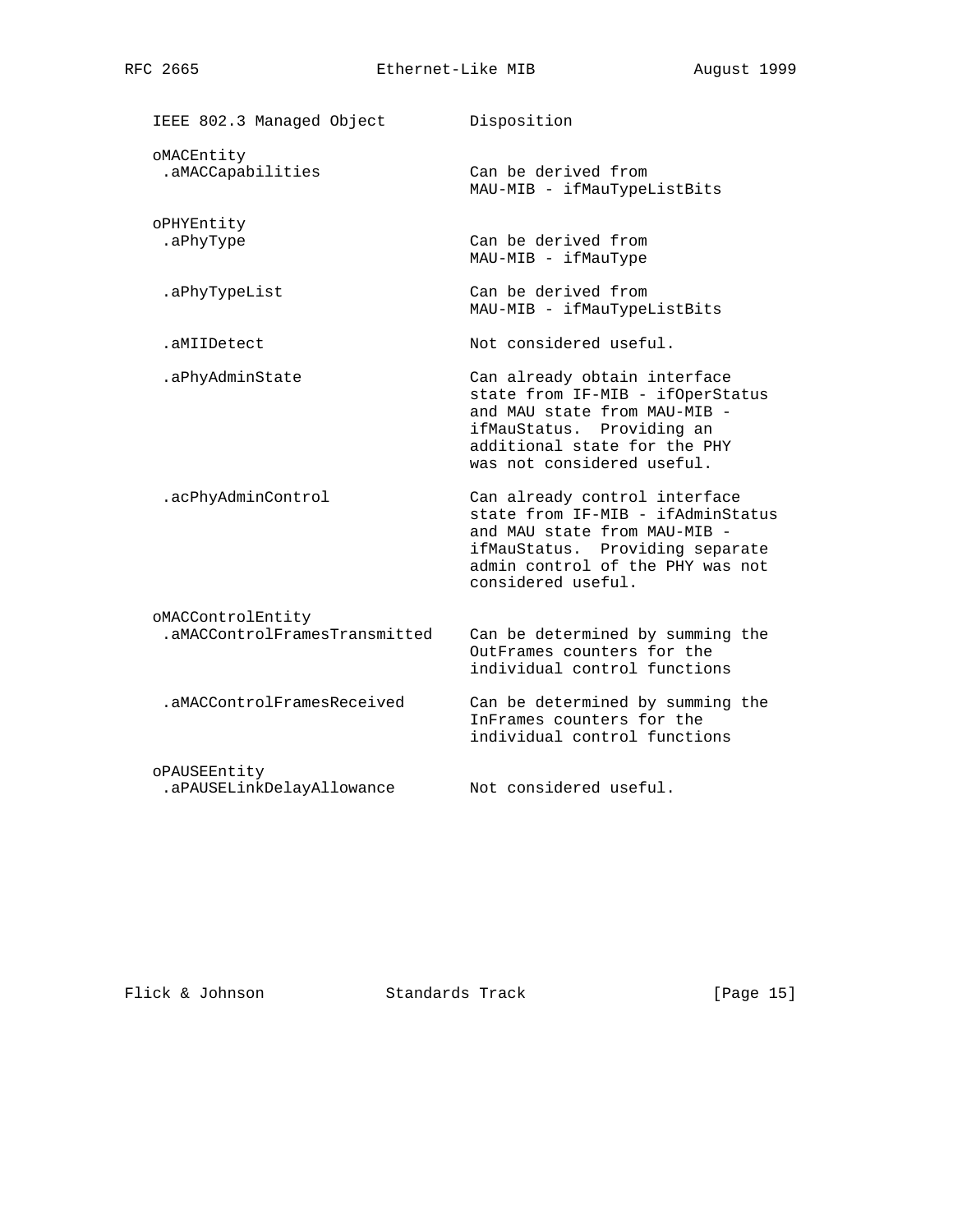| IEEE 802.3 Managed Object | Disposition |
| --- | --- |
| oMACEntity | |
| .aMACCapabilities | Can be derived from MAU-MIB - ifMauTypeListBits |
| oPHYEntity | |
| .aPhyType | Can be derived from MAU-MIB - ifMauType |
| .aPhyTypeList | Can be derived from MAU-MIB - ifMauTypeListBits |
| .aMIIDetect | Not considered useful. |
| .aPhyAdminState | Can already obtain interface state from IF-MIB - ifOperStatus and MAU state from MAU-MIB - ifMauStatus. Providing an additional state for the PHY was not considered useful. |
| .acPhyAdminControl | Can already control interface state from IF-MIB - ifAdminStatus and MAU state from MAU-MIB - ifMauStatus. Providing separate admin control of the PHY was not considered useful. |
| oMACControlEntity | |
| .aMACControlFramesTransmitted | Can be determined by summing the OutFrames counters for the individual control functions |
| .aMACControlFramesReceived | Can be determined by summing the InFrames counters for the individual control functions |
| oPAUSEEntity | |
| .aPAUSELinkDelayAllowance | Not considered useful. |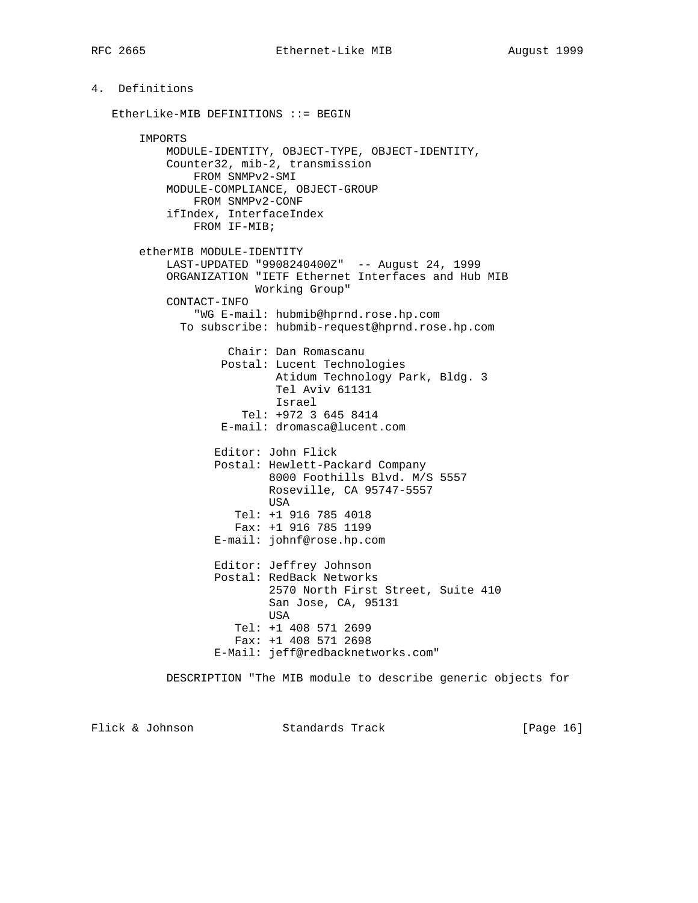## 4. Definitions

```
   EtherLike-MIB DEFINITIONS ::= BEGIN

       IMPORTS
           MODULE-IDENTITY, OBJECT-TYPE, OBJECT-IDENTITY,
           Counter32, mib-2, transmission
               FROM SNMPv2-SMI
           MODULE-COMPLIANCE, OBJECT-GROUP
               FROM SNMPv2-CONF
           ifIndex, InterfaceIndex
               FROM IF-MIB;

       etherMIB MODULE-IDENTITY
           LAST-UPDATED "9908240400Z"  -- August 24, 1999
           ORGANIZATION "IETF Ethernet Interfaces and Hub MIB
                        Working Group"
           CONTACT-INFO
               "WG E-mail: hubmib@hprnd.rose.hp.com
             To subscribe: hubmib-request@hprnd.rose.hp.com

                    Chair: Dan Romascanu
                   Postal: Lucent Technologies
                           Atidum Technology Park, Bldg. 3
                           Tel Aviv 61131
                           Israel
                      Tel: +972 3 645 8414
                   E-mail: dromasca@lucent.com

                  Editor: John Flick
                  Postal: Hewlett-Packard Company
                          8000 Foothills Blvd. M/S 5557
                          Roseville, CA 95747-5557
                          USA
                     Tel: +1 916 785 4018
                     Fax: +1 916 785 1199
                  E-mail: johnf@rose.hp.com

                  Editor: Jeffrey Johnson
                  Postal: RedBack Networks
                          2570 North First Street, Suite 410
                          San Jose, CA, 95131
                          USA
                     Tel: +1 408 571 2699
                     Fax: +1 408 571 2698
                  E-Mail: jeff@redbacknetworks.com"

           DESCRIPTION "The MIB module to describe generic objects for
```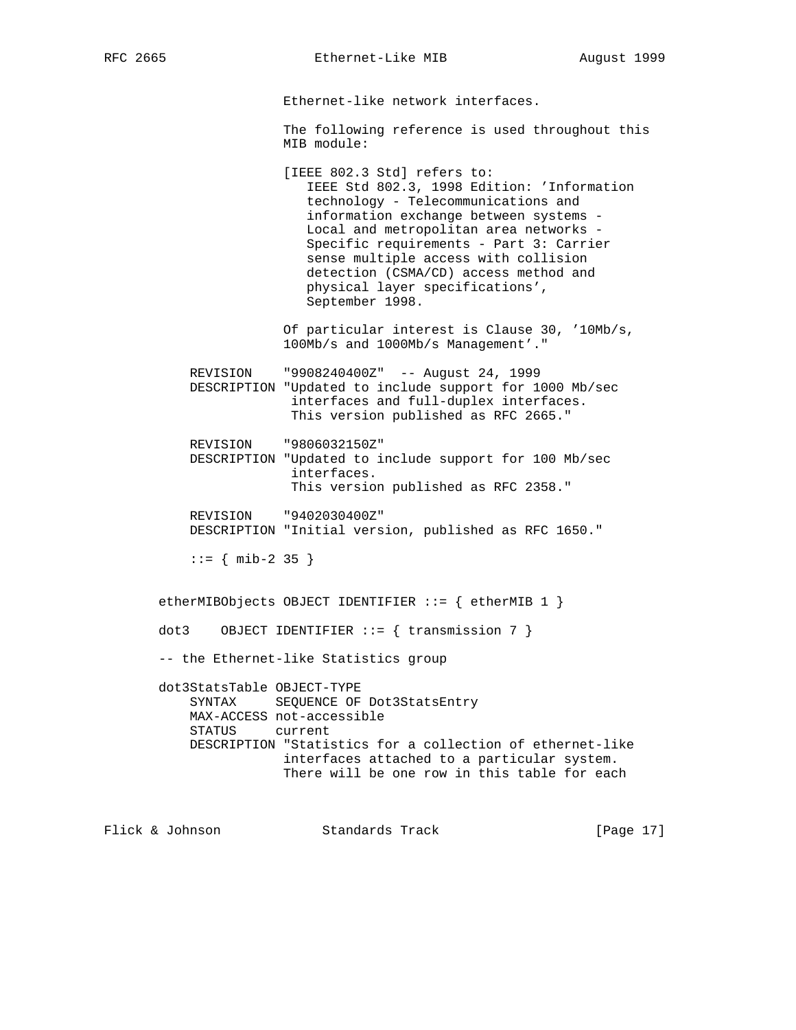```
                   Ethernet-like network interfaces.

                   The following reference is used throughout this
                   MIB module:

                   [IEEE 802.3 Std] refers to:
                      IEEE Std 802.3, 1998 Edition: 'Information
                      technology - Telecommunications and
                      information exchange between systems -
                      Local and metropolitan area networks -
                      Specific requirements - Part 3: Carrier
                      sense multiple access with collision
                      detection (CSMA/CD) access method and
                      physical layer specifications',
                      September 1998.

                   Of particular interest is Clause 30, '10Mb/s,
                   100Mb/s and 1000Mb/s Management'."

       REVISION    "9908240400Z"  -- August 24, 1999
       DESCRIPTION "Updated to include support for 1000 Mb/sec
                    interfaces and full-duplex interfaces.
                    This version published as RFC 2665."

       REVISION    "9806032150Z"
       DESCRIPTION "Updated to include support for 100 Mb/sec
                    interfaces.
                    This version published as RFC 2358."

       REVISION    "9402030400Z"
       DESCRIPTION "Initial version, published as RFC 1650."

       ::= { mib-2 35 }


   etherMIBObjects OBJECT IDENTIFIER ::= { etherMIB 1 }

   dot3    OBJECT IDENTIFIER ::= { transmission 7 }

   -- the Ethernet-like Statistics group

   dot3StatsTable OBJECT-TYPE
       SYNTAX      SEQUENCE OF Dot3StatsEntry
       MAX-ACCESS not-accessible
       STATUS     current
       DESCRIPTION "Statistics for a collection of ethernet-like
                   interfaces attached to a particular system.
                   There will be one row in this table for each
```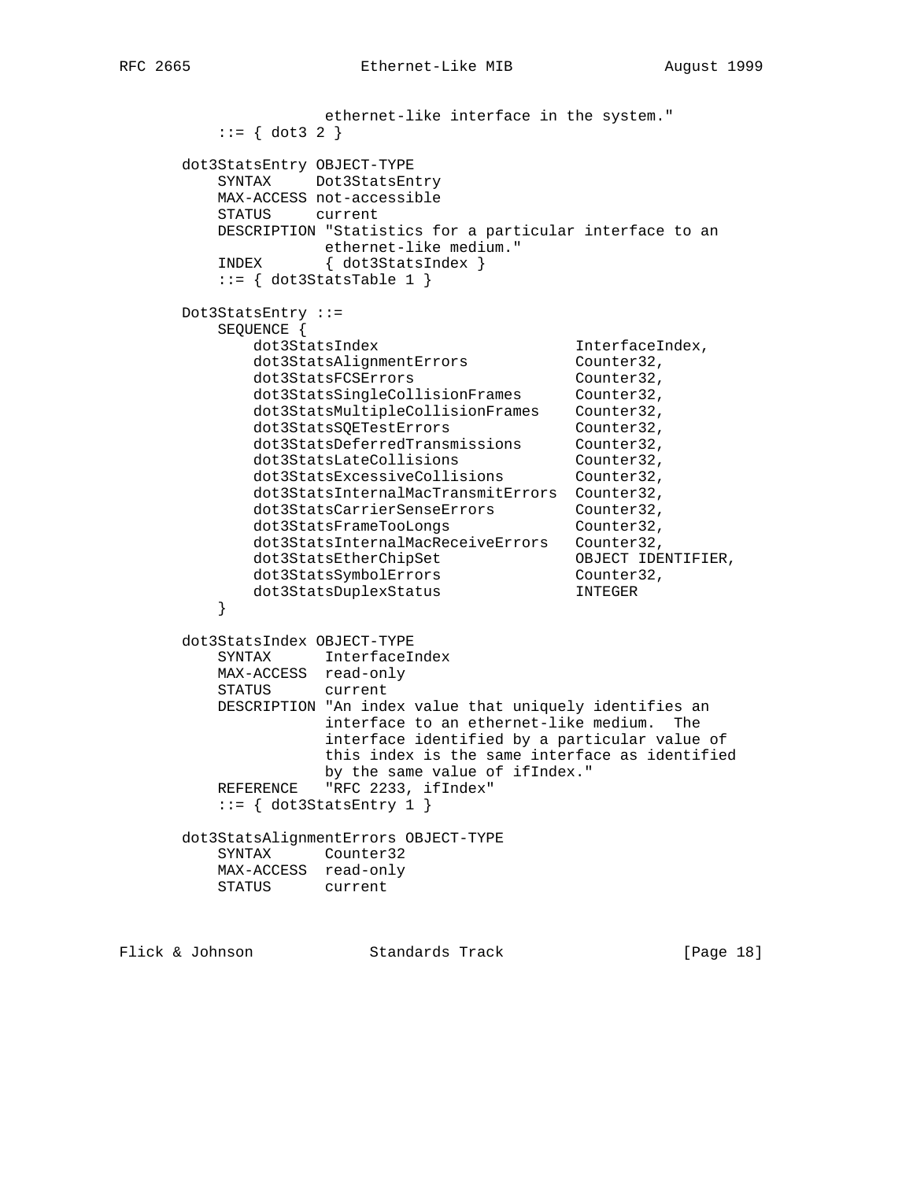```
                 ethernet-like interface in the system."
        ::= { dot3 2 }

    dot3StatsEntry OBJECT-TYPE
        SYNTAX     Dot3StatsEntry
        MAX-ACCESS not-accessible
        STATUS     current
        DESCRIPTION "Statistics for a particular interface to an
                    ethernet-like medium."
        INDEX       { dot3StatsIndex }
        ::= { dot3StatsTable 1 }

    Dot3StatsEntry ::=
        SEQUENCE {
            dot3StatsIndex                      InterfaceIndex,
            dot3StatsAlignmentErrors            Counter32,
            dot3StatsFCSErrors                  Counter32,
            dot3StatsSingleCollisionFrames      Counter32,
            dot3StatsMultipleCollisionFrames    Counter32,
            dot3StatsSQETestErrors              Counter32,
            dot3StatsDeferredTransmissions      Counter32,
            dot3StatsLateCollisions             Counter32,
            dot3StatsExcessiveCollisions        Counter32,
            dot3StatsInternalMacTransmitErrors  Counter32,
            dot3StatsCarrierSenseErrors         Counter32,
            dot3StatsFrameTooLongs              Counter32,
            dot3StatsInternalMacReceiveErrors   Counter32,
            dot3StatsEtherChipSet               OBJECT IDENTIFIER,
            dot3StatsSymbolErrors               Counter32,
            dot3StatsDuplexStatus               INTEGER
        }

    dot3StatsIndex OBJECT-TYPE
        SYNTAX      InterfaceIndex
        MAX-ACCESS  read-only
        STATUS      current
        DESCRIPTION "An index value that uniquely identifies an
                    interface to an ethernet-like medium.  The
                    interface identified by a particular value of
                    this index is the same interface as identified
                    by the same value of ifIndex."
        REFERENCE   "RFC 2233, ifIndex"
        ::= { dot3StatsEntry 1 }

    dot3StatsAlignmentErrors OBJECT-TYPE
        SYNTAX      Counter32
        MAX-ACCESS  read-only
        STATUS      current
```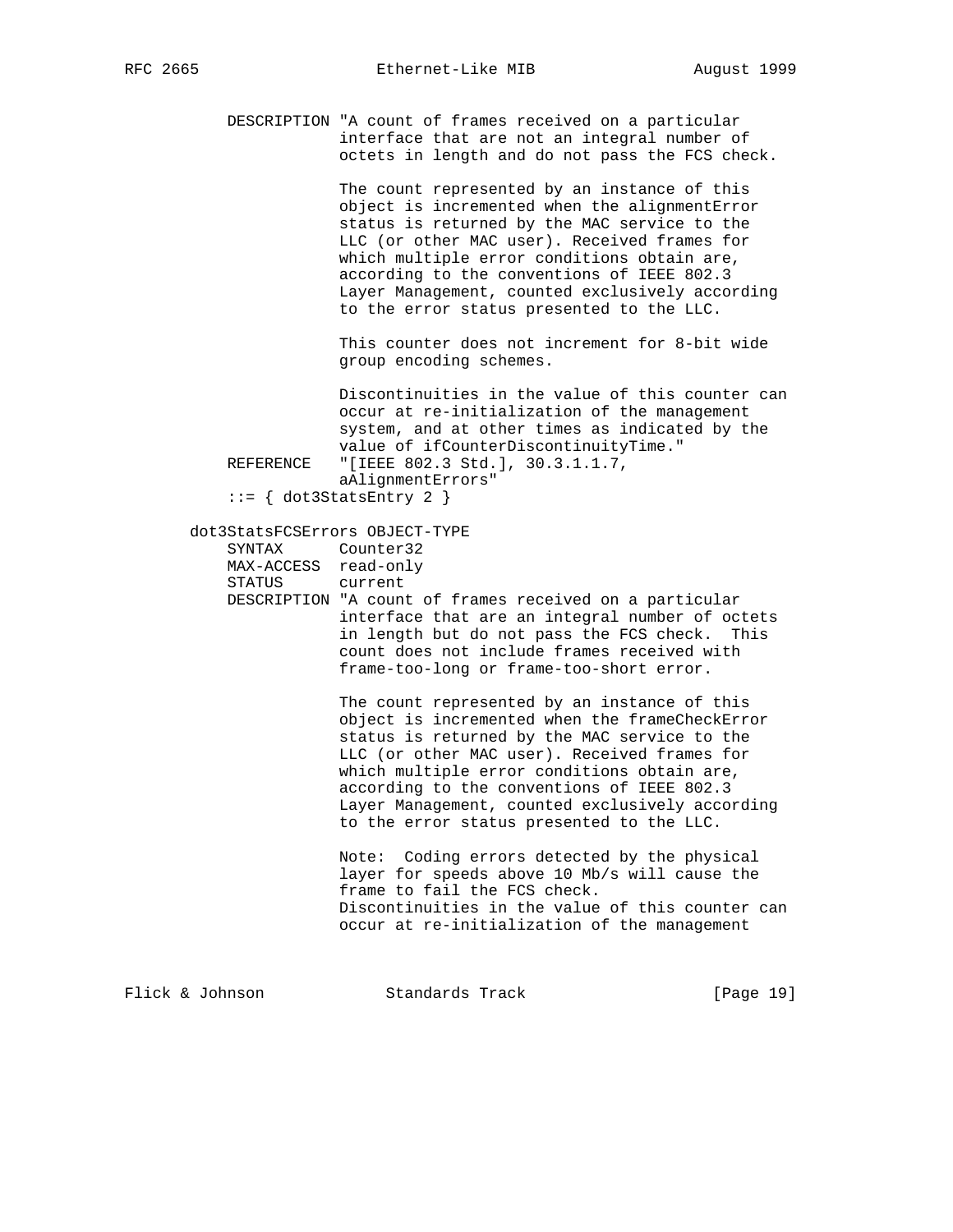```
         DESCRIPTION "A count of frames received on a particular
                     interface that are not an integral number of
                     octets in length and do not pass the FCS check.

                     The count represented by an instance of this
                     object is incremented when the alignmentError
                     status is returned by the MAC service to the
                     LLC (or other MAC user). Received frames for
                     which multiple error conditions obtain are,
                     according to the conventions of IEEE 802.3
                     Layer Management, counted exclusively according
                     to the error status presented to the LLC.

                     This counter does not increment for 8-bit wide
                     group encoding schemes.

                     Discontinuities in the value of this counter can
                     occur at re-initialization of the management
                     system, and at other times as indicated by the
                     value of ifCounterDiscontinuityTime."
         REFERENCE   "[IEEE 802.3 Std.], 30.3.1.1.7,
                     aAlignmentErrors"
         ::= { dot3StatsEntry 2 }

     dot3StatsFCSErrors OBJECT-TYPE
         SYNTAX      Counter32
         MAX-ACCESS  read-only
         STATUS      current
         DESCRIPTION "A count of frames received on a particular
                     interface that are an integral number of octets
                     in length but do not pass the FCS check.  This
                     count does not include frames received with
                     frame-too-long or frame-too-short error.

                     The count represented by an instance of this
                     object is incremented when the frameCheckError
                     status is returned by the MAC service to the
                     LLC (or other MAC user). Received frames for
                     which multiple error conditions obtain are,
                     according to the conventions of IEEE 802.3
                     Layer Management, counted exclusively according
                     to the error status presented to the LLC.

                     Note:  Coding errors detected by the physical
                     layer for speeds above 10 Mb/s will cause the
                     frame to fail the FCS check.
                     Discontinuities in the value of this counter can
                     occur at re-initialization of the management
```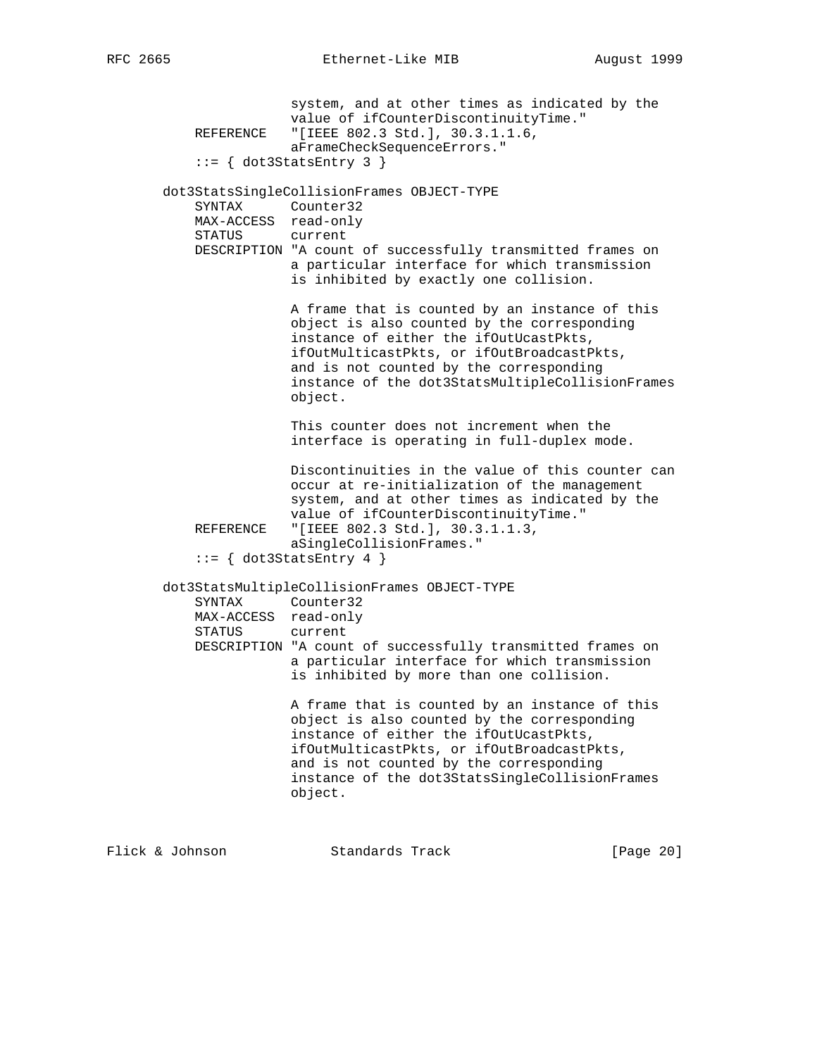```
                system, and at other times as indicated by the
                value of ifCounterDiscontinuityTime."
    REFERENCE   "[IEEE 802.3 Std.], 30.3.1.1.6,
                aFrameCheckSequenceErrors."
    ::= { dot3StatsEntry 3 }

dot3StatsSingleCollisionFrames OBJECT-TYPE
    SYNTAX      Counter32
    MAX-ACCESS  read-only
    STATUS      current
    DESCRIPTION "A count of successfully transmitted frames on
                a particular interface for which transmission
                is inhibited by exactly one collision.

                A frame that is counted by an instance of this
                object is also counted by the corresponding
                instance of either the ifOutUcastPkts,
                ifOutMulticastPkts, or ifOutBroadcastPkts,
                and is not counted by the corresponding
                instance of the dot3StatsMultipleCollisionFrames
                object.

                This counter does not increment when the
                interface is operating in full-duplex mode.

                Discontinuities in the value of this counter can
                occur at re-initialization of the management
                system, and at other times as indicated by the
                value of ifCounterDiscontinuityTime."
    REFERENCE   "[IEEE 802.3 Std.], 30.3.1.1.3,
                aSingleCollisionFrames."
    ::= { dot3StatsEntry 4 }

dot3StatsMultipleCollisionFrames OBJECT-TYPE
    SYNTAX      Counter32
    MAX-ACCESS  read-only
    STATUS      current
    DESCRIPTION "A count of successfully transmitted frames on
                a particular interface for which transmission
                is inhibited by more than one collision.

                A frame that is counted by an instance of this
                object is also counted by the corresponding
                instance of either the ifOutUcastPkts,
                ifOutMulticastPkts, or ifOutBroadcastPkts,
                and is not counted by the corresponding
                instance of the dot3StatsSingleCollisionFrames
                object.
```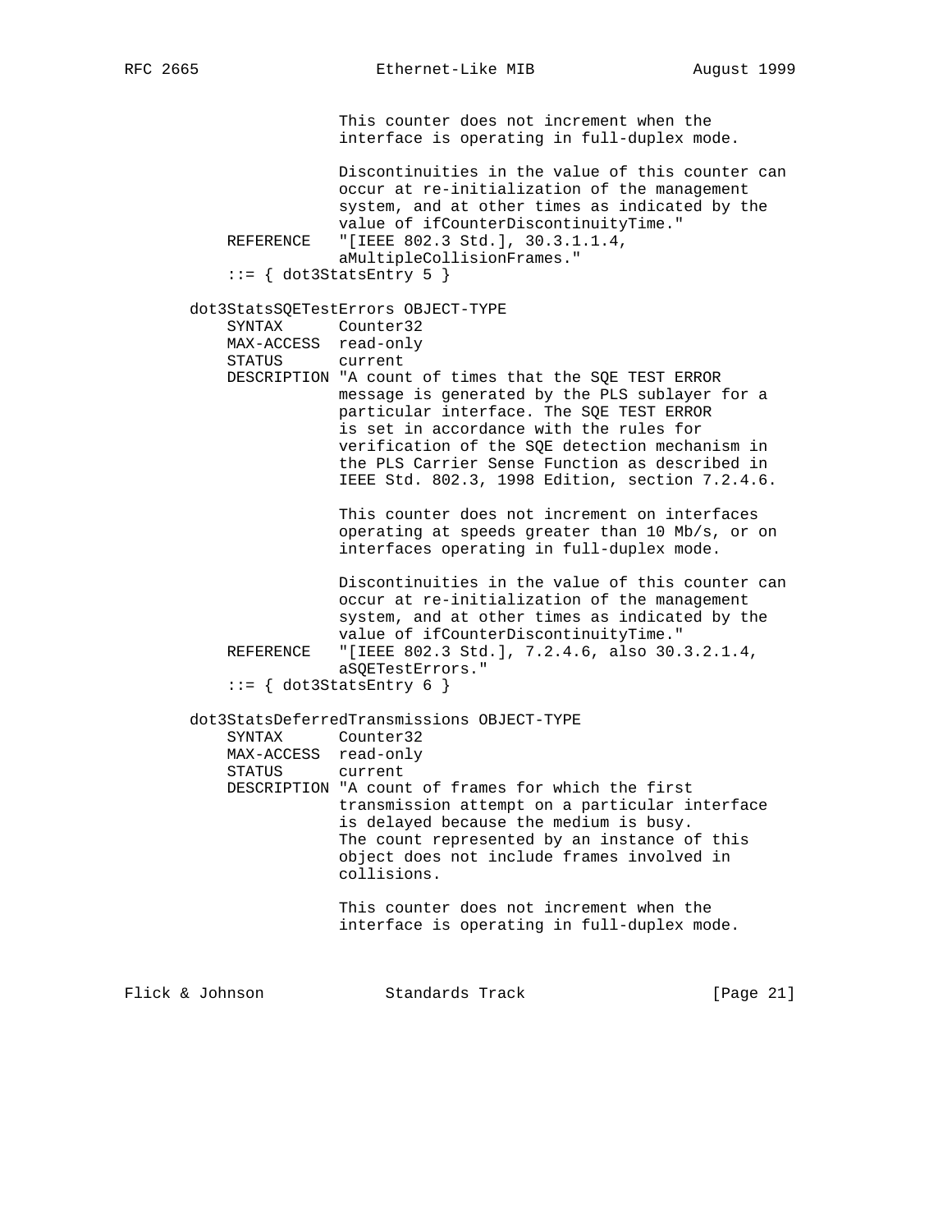```
                 This counter does not increment when the
                 interface is operating in full-duplex mode.

                 Discontinuities in the value of this counter can
                 occur at re-initialization of the management
                 system, and at other times as indicated by the
                 value of ifCounterDiscontinuityTime."
    REFERENCE   "[IEEE 802.3 Std.], 30.3.1.1.4,
                 aMultipleCollisionFrames."
    ::= { dot3StatsEntry 5 }

dot3StatsSQETestErrors OBJECT-TYPE
    SYNTAX      Counter32
    MAX-ACCESS  read-only
    STATUS      current
    DESCRIPTION "A count of times that the SQE TEST ERROR
                 message is generated by the PLS sublayer for a
                 particular interface. The SQE TEST ERROR
                 is set in accordance with the rules for
                 verification of the SQE detection mechanism in
                 the PLS Carrier Sense Function as described in
                 IEEE Std. 802.3, 1998 Edition, section 7.2.4.6.

                 This counter does not increment on interfaces
                 operating at speeds greater than 10 Mb/s, or on
                 interfaces operating in full-duplex mode.

                 Discontinuities in the value of this counter can
                 occur at re-initialization of the management
                 system, and at other times as indicated by the
                 value of ifCounterDiscontinuityTime."
    REFERENCE   "[IEEE 802.3 Std.], 7.2.4.6, also 30.3.2.1.4,
                 aSQETestErrors."
    ::= { dot3StatsEntry 6 }

dot3StatsDeferredTransmissions OBJECT-TYPE
    SYNTAX      Counter32
    MAX-ACCESS  read-only
    STATUS      current
    DESCRIPTION "A count of frames for which the first
                 transmission attempt on a particular interface
                 is delayed because the medium is busy.
                 The count represented by an instance of this
                 object does not include frames involved in
                 collisions.

                 This counter does not increment when the
                 interface is operating in full-duplex mode.
```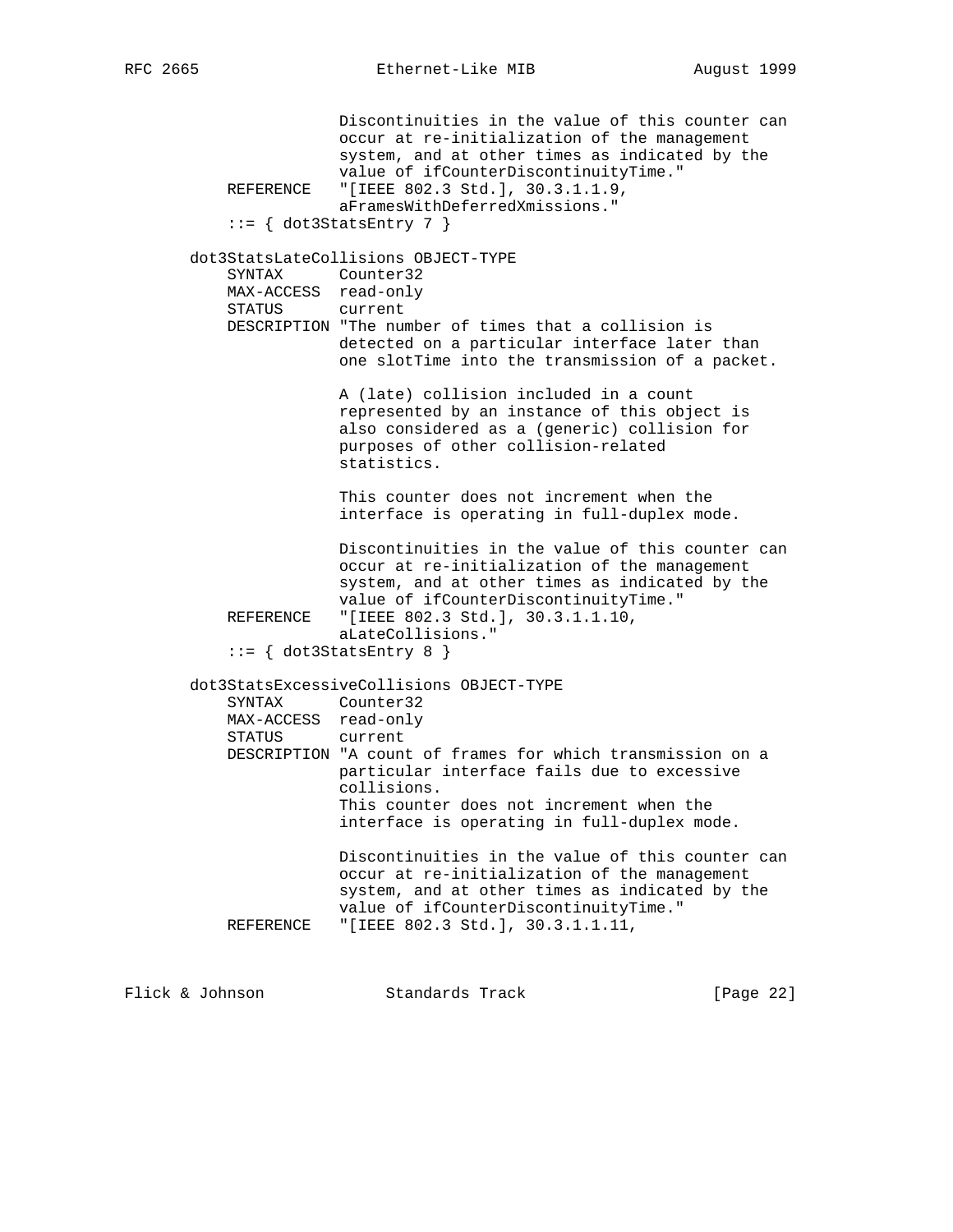```
                   Discontinuities in the value of this counter can
                   occur at re-initialization of the management
                   system, and at other times as indicated by the
                   value of ifCounterDiscontinuityTime."
       REFERENCE   "[IEEE 802.3 Std.], 30.3.1.1.9,
                   aFramesWithDeferredXmissions."
       ::= { dot3StatsEntry 7 }

   dot3StatsLateCollisions OBJECT-TYPE
       SYNTAX      Counter32
       MAX-ACCESS  read-only
       STATUS      current
       DESCRIPTION "The number of times that a collision is
                   detected on a particular interface later than
                   one slotTime into the transmission of a packet.

                   A (late) collision included in a count
                   represented by an instance of this object is
                   also considered as a (generic) collision for
                   purposes of other collision-related
                   statistics.

                   This counter does not increment when the
                   interface is operating in full-duplex mode.

                   Discontinuities in the value of this counter can
                   occur at re-initialization of the management
                   system, and at other times as indicated by the
                   value of ifCounterDiscontinuityTime."
       REFERENCE   "[IEEE 802.3 Std.], 30.3.1.1.10,
                   aLateCollisions."
       ::= { dot3StatsEntry 8 }

   dot3StatsExcessiveCollisions OBJECT-TYPE
       SYNTAX      Counter32
       MAX-ACCESS  read-only
       STATUS      current
       DESCRIPTION "A count of frames for which transmission on a
                   particular interface fails due to excessive
                   collisions.
                   This counter does not increment when the
                   interface is operating in full-duplex mode.

                   Discontinuities in the value of this counter can
                   occur at re-initialization of the management
                   system, and at other times as indicated by the
                   value of ifCounterDiscontinuityTime."
       REFERENCE   "[IEEE 802.3 Std.], 30.3.1.1.11,
```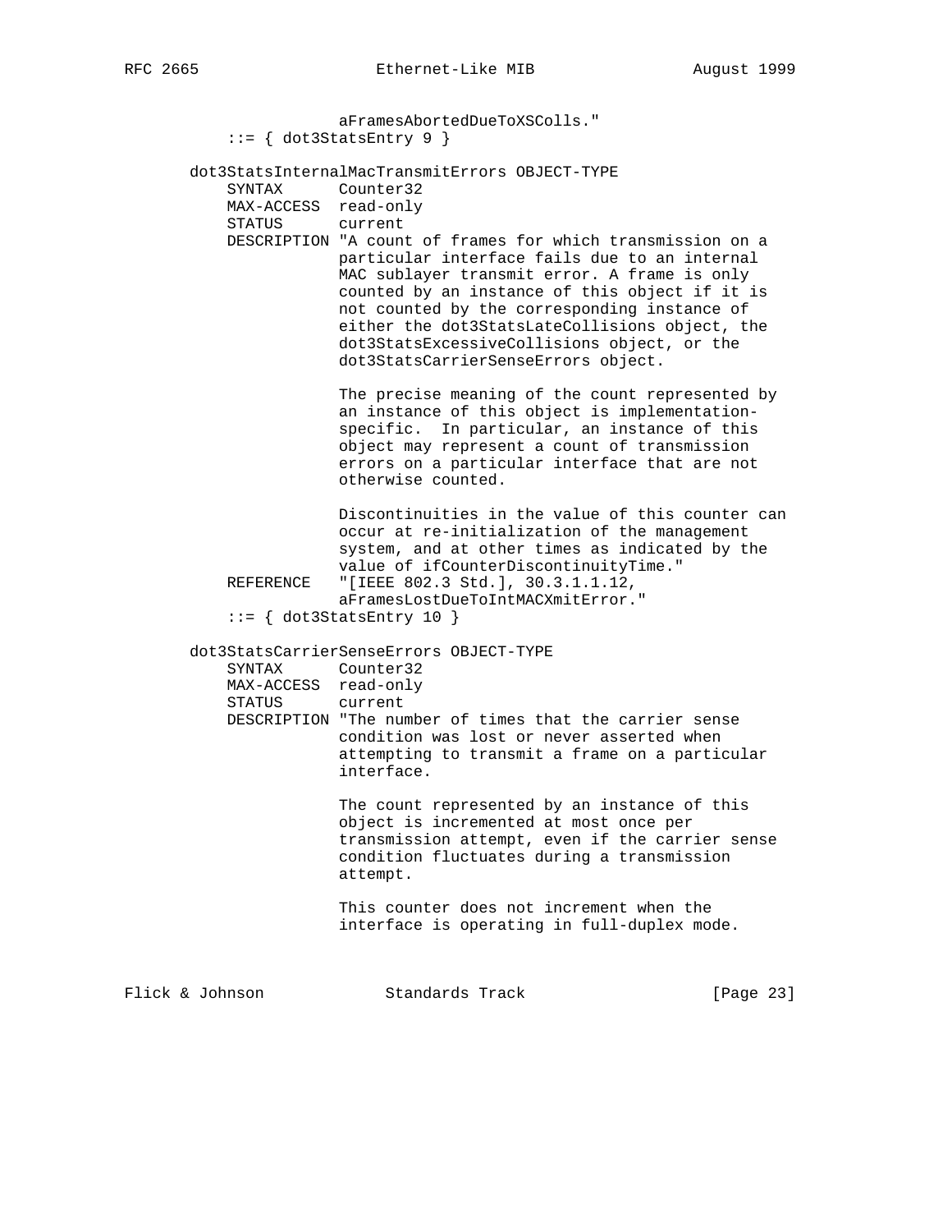```
                   aFramesAbortedDueToXSColls."
           ::= { dot3StatsEntry 9 }

       dot3StatsInternalMacTransmitErrors OBJECT-TYPE
           SYNTAX      Counter32
           MAX-ACCESS  read-only
           STATUS      current
           DESCRIPTION "A count of frames for which transmission on a
                       particular interface fails due to an internal
                       MAC sublayer transmit error. A frame is only
                       counted by an instance of this object if it is
                       not counted by the corresponding instance of
                       either the dot3StatsLateCollisions object, the
                       dot3StatsExcessiveCollisions object, or the
                       dot3StatsCarrierSenseErrors object.

                       The precise meaning of the count represented by
                       an instance of this object is implementation-
                       specific.  In particular, an instance of this
                       object may represent a count of transmission
                       errors on a particular interface that are not
                       otherwise counted.

                       Discontinuities in the value of this counter can
                       occur at re-initialization of the management
                       system, and at other times as indicated by the
                       value of ifCounterDiscontinuityTime."
           REFERENCE   "[IEEE 802.3 Std.], 30.3.1.1.12,
                       aFramesLostDueToIntMACXmitError."
           ::= { dot3StatsEntry 10 }

       dot3StatsCarrierSenseErrors OBJECT-TYPE
           SYNTAX      Counter32
           MAX-ACCESS  read-only
           STATUS      current
           DESCRIPTION "The number of times that the carrier sense
                       condition was lost or never asserted when
                       attempting to transmit a frame on a particular
                       interface.

                       The count represented by an instance of this
                       object is incremented at most once per
                       transmission attempt, even if the carrier sense
                       condition fluctuates during a transmission
                       attempt.

                       This counter does not increment when the
                       interface is operating in full-duplex mode.
```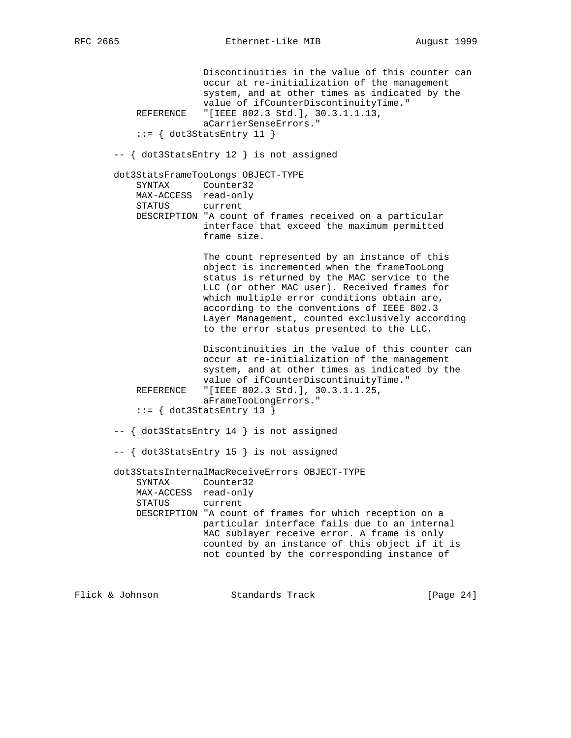```
                 Discontinuities in the value of this counter can
                 occur at re-initialization of the management
                 system, and at other times as indicated by the
                 value of ifCounterDiscontinuityTime."
    REFERENCE   "[IEEE 802.3 Std.], 30.3.1.1.13,
                 aCarrierSenseErrors."
    ::= { dot3StatsEntry 11 }

-- { dot3StatsEntry 12 } is not assigned

dot3StatsFrameTooLongs OBJECT-TYPE
    SYNTAX      Counter32
    MAX-ACCESS  read-only
    STATUS      current
    DESCRIPTION "A count of frames received on a particular
                 interface that exceed the maximum permitted
                 frame size.

                 The count represented by an instance of this
                 object is incremented when the frameTooLong
                 status is returned by the MAC service to the
                 LLC (or other MAC user). Received frames for
                 which multiple error conditions obtain are,
                 according to the conventions of IEEE 802.3
                 Layer Management, counted exclusively according
                 to the error status presented to the LLC.

                 Discontinuities in the value of this counter can
                 occur at re-initialization of the management
                 system, and at other times as indicated by the
                 value of ifCounterDiscontinuityTime."
    REFERENCE   "[IEEE 802.3 Std.], 30.3.1.1.25,
                 aFrameTooLongErrors."
    ::= { dot3StatsEntry 13 }

-- { dot3StatsEntry 14 } is not assigned

-- { dot3StatsEntry 15 } is not assigned

dot3StatsInternalMacReceiveErrors OBJECT-TYPE
    SYNTAX      Counter32
    MAX-ACCESS  read-only
    STATUS      current
    DESCRIPTION "A count of frames for which reception on a
                 particular interface fails due to an internal
                 MAC sublayer receive error. A frame is only
                 counted by an instance of this object if it is
                 not counted by the corresponding instance of
```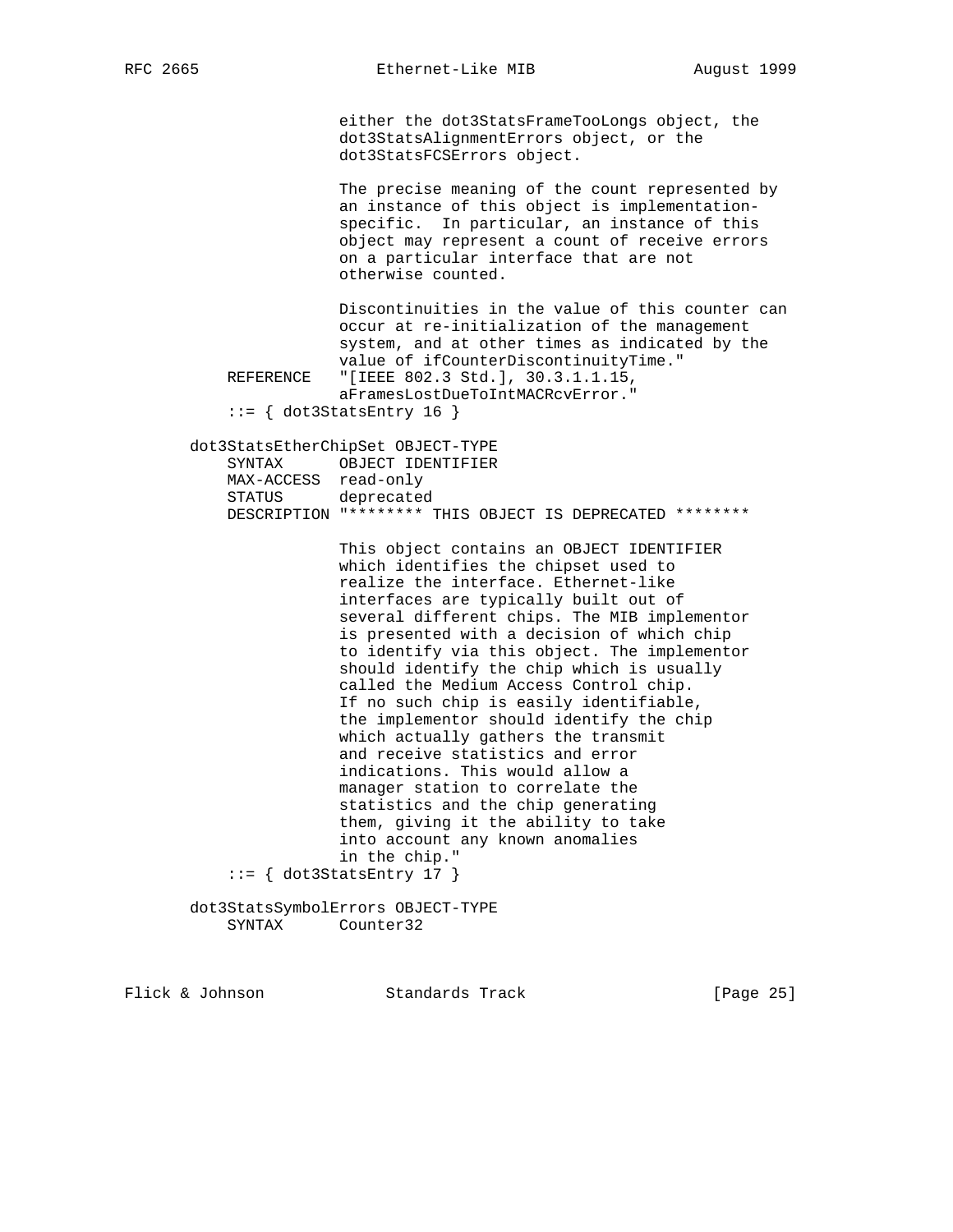```
                 either the dot3StatsFrameTooLongs object, the
                 dot3StatsAlignmentErrors object, or the
                 dot3StatsFCSErrors object.

                 The precise meaning of the count represented by
                 an instance of this object is implementation-
                 specific.  In particular, an instance of this
                 object may represent a count of receive errors
                 on a particular interface that are not
                 otherwise counted.

                 Discontinuities in the value of this counter can
                 occur at re-initialization of the management
                 system, and at other times as indicated by the
                 value of ifCounterDiscontinuityTime."
    REFERENCE   "[IEEE 802.3 Std.], 30.3.1.1.15,
                 aFramesLostDueToIntMACRcvError."
    ::= { dot3StatsEntry 16 }

dot3StatsEtherChipSet OBJECT-TYPE
    SYNTAX      OBJECT IDENTIFIER
    MAX-ACCESS  read-only
    STATUS      deprecated
    DESCRIPTION "******** THIS OBJECT IS DEPRECATED ********

                 This object contains an OBJECT IDENTIFIER
                 which identifies the chipset used to
                 realize the interface. Ethernet-like
                 interfaces are typically built out of
                 several different chips. The MIB implementor
                 is presented with a decision of which chip
                 to identify via this object. The implementor
                 should identify the chip which is usually
                 called the Medium Access Control chip.
                 If no such chip is easily identifiable,
                 the implementor should identify the chip
                 which actually gathers the transmit
                 and receive statistics and error
                 indications. This would allow a
                 manager station to correlate the
                 statistics and the chip generating
                 them, giving it the ability to take
                 into account any known anomalies
                 in the chip."
    ::= { dot3StatsEntry 17 }

dot3StatsSymbolErrors OBJECT-TYPE
    SYNTAX      Counter32
```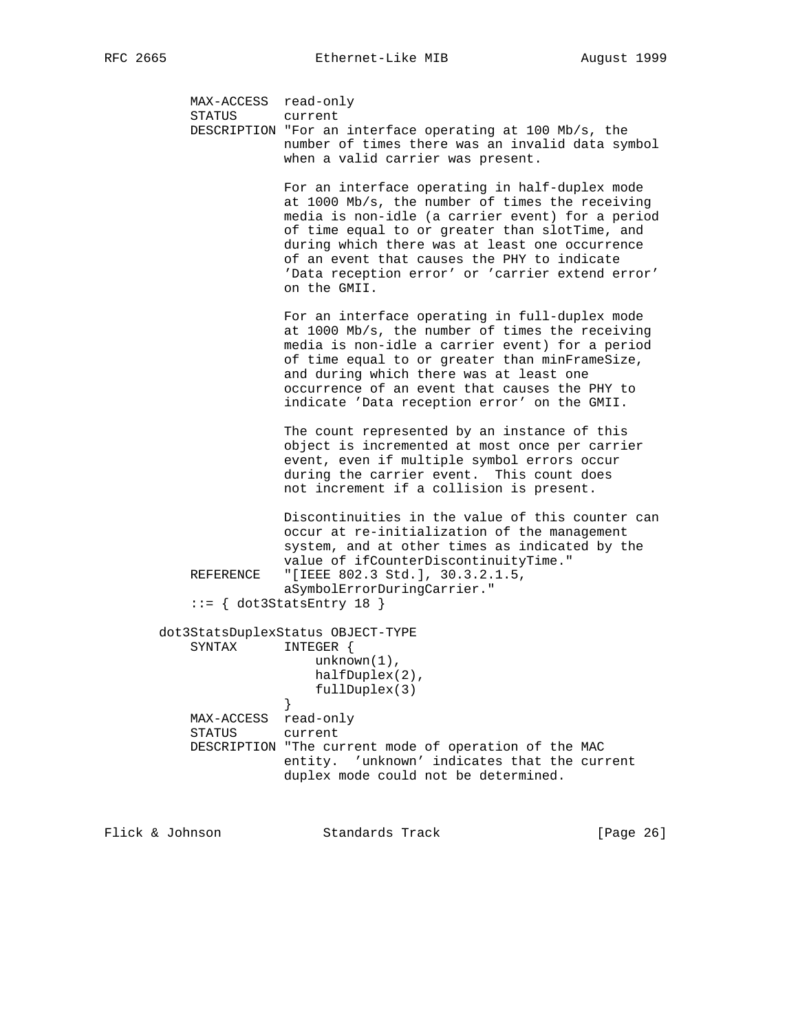```
            MAX-ACCESS  read-only
            STATUS      current
            DESCRIPTION "For an interface operating at 100 Mb/s, the
                        number of times there was an invalid data symbol
                        when a valid carrier was present.

                        For an interface operating in half-duplex mode
                        at 1000 Mb/s, the number of times the receiving
                        media is non-idle (a carrier event) for a period
                        of time equal to or greater than slotTime, and
                        during which there was at least one occurrence
                        of an event that causes the PHY to indicate
                        'Data reception error' or 'carrier extend error'
                        on the GMII.

                        For an interface operating in full-duplex mode
                        at 1000 Mb/s, the number of times the receiving
                        media is non-idle a carrier event) for a period
                        of time equal to or greater than minFrameSize,
                        and during which there was at least one
                        occurrence of an event that causes the PHY to
                        indicate 'Data reception error' on the GMII.

                        The count represented by an instance of this
                        object is incremented at most once per carrier
                        event, even if multiple symbol errors occur
                        during the carrier event.  This count does
                        not increment if a collision is present.

                        Discontinuities in the value of this counter can
                        occur at re-initialization of the management
                        system, and at other times as indicated by the
                        value of ifCounterDiscontinuityTime."
            REFERENCE   "[IEEE 802.3 Std.], 30.3.2.1.5,
                        aSymbolErrorDuringCarrier."
            ::= { dot3StatsEntry 18 }

        dot3StatsDuplexStatus OBJECT-TYPE
            SYNTAX      INTEGER {
                            unknown(1),
                            halfDuplex(2),
                            fullDuplex(3)
                        }
            MAX-ACCESS  read-only
            STATUS      current
            DESCRIPTION "The current mode of operation of the MAC
                        entity.  'unknown' indicates that the current
                        duplex mode could not be determined.
```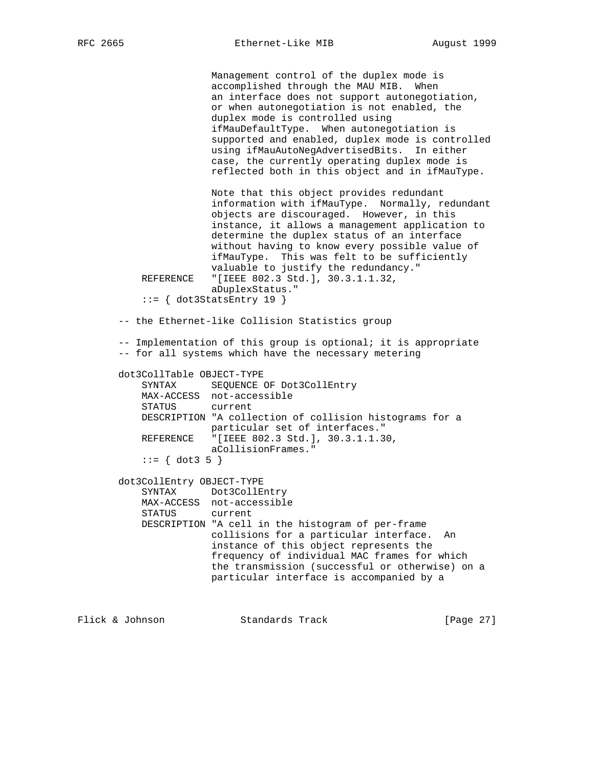```
                    Management control of the duplex mode is
                    accomplished through the MAU MIB.  When
                    an interface does not support autonegotiation,
                    or when autonegotiation is not enabled, the
                    duplex mode is controlled using
                    ifMauDefaultType.  When autonegotiation is
                    supported and enabled, duplex mode is controlled
                    using ifMauAutoNegAdvertisedBits.  In either
                    case, the currently operating duplex mode is
                    reflected both in this object and in ifMauType.

                    Note that this object provides redundant
                    information with ifMauType.  Normally, redundant
                    objects are discouraged.  However, in this
                    instance, it allows a management application to
                    determine the duplex status of an interface
                    without having to know every possible value of
                    ifMauType.  This was felt to be sufficiently
                    valuable to justify the redundancy."
        REFERENCE   "[IEEE 802.3 Std.], 30.3.1.1.32,
                    aDuplexStatus."
        ::= { dot3StatsEntry 19 }

    -- the Ethernet-like Collision Statistics group

    -- Implementation of this group is optional; it is appropriate
    -- for all systems which have the necessary metering

    dot3CollTable OBJECT-TYPE
        SYNTAX      SEQUENCE OF Dot3CollEntry
        MAX-ACCESS  not-accessible
        STATUS      current
        DESCRIPTION "A collection of collision histograms for a
                    particular set of interfaces."
        REFERENCE   "[IEEE 802.3 Std.], 30.3.1.1.30,
                    aCollisionFrames."
        ::= { dot3 5 }

    dot3CollEntry OBJECT-TYPE
        SYNTAX      Dot3CollEntry
        MAX-ACCESS  not-accessible
        STATUS      current
        DESCRIPTION "A cell in the histogram of per-frame
                    collisions for a particular interface.  An
                    instance of this object represents the
                    frequency of individual MAC frames for which
                    the transmission (successful or otherwise) on a
                    particular interface is accompanied by a
```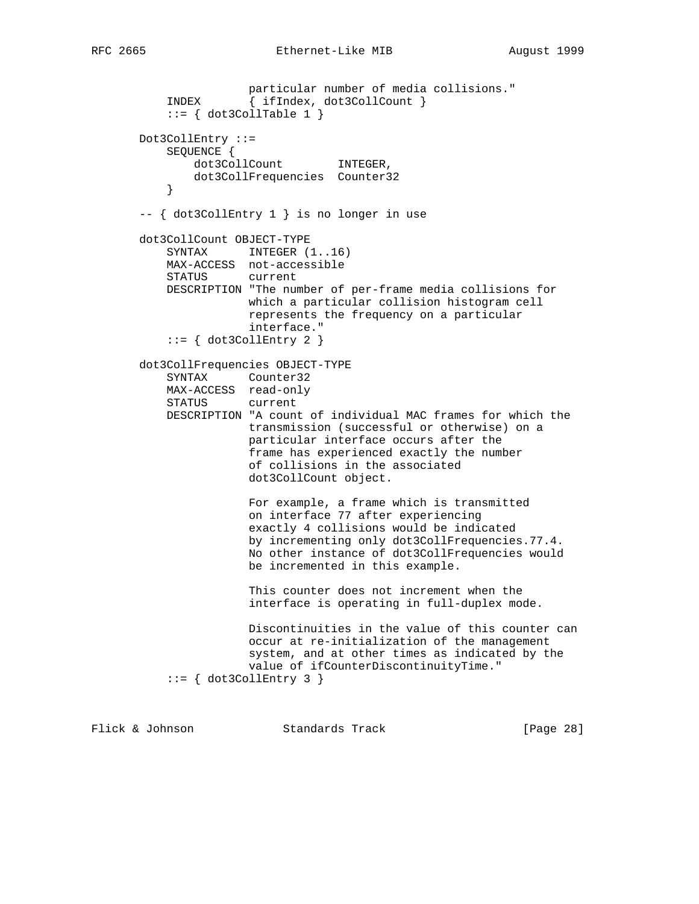```
                   particular number of media collisions."
       INDEX       { ifIndex, dot3CollCount }
       ::= { dot3CollTable 1 }

   Dot3CollEntry ::=
       SEQUENCE {
           dot3CollCount        INTEGER,
           dot3CollFrequencies  Counter32
       }

   -- { dot3CollEntry 1 } is no longer in use

   dot3CollCount OBJECT-TYPE
       SYNTAX      INTEGER (1..16)
       MAX-ACCESS  not-accessible
       STATUS      current
       DESCRIPTION "The number of per-frame media collisions for
                   which a particular collision histogram cell
                   represents the frequency on a particular
                   interface."
       ::= { dot3CollEntry 2 }

   dot3CollFrequencies OBJECT-TYPE
       SYNTAX      Counter32
       MAX-ACCESS  read-only
       STATUS      current
       DESCRIPTION "A count of individual MAC frames for which the
                   transmission (successful or otherwise) on a
                   particular interface occurs after the
                   frame has experienced exactly the number
                   of collisions in the associated
                   dot3CollCount object.

                   For example, a frame which is transmitted
                   on interface 77 after experiencing
                   exactly 4 collisions would be indicated
                   by incrementing only dot3CollFrequencies.77.4.
                   No other instance of dot3CollFrequencies would
                   be incremented in this example.

                   This counter does not increment when the
                   interface is operating in full-duplex mode.

                   Discontinuities in the value of this counter can
                   occur at re-initialization of the management
                   system, and at other times as indicated by the
                   value of ifCounterDiscontinuityTime."
       ::= { dot3CollEntry 3 }
```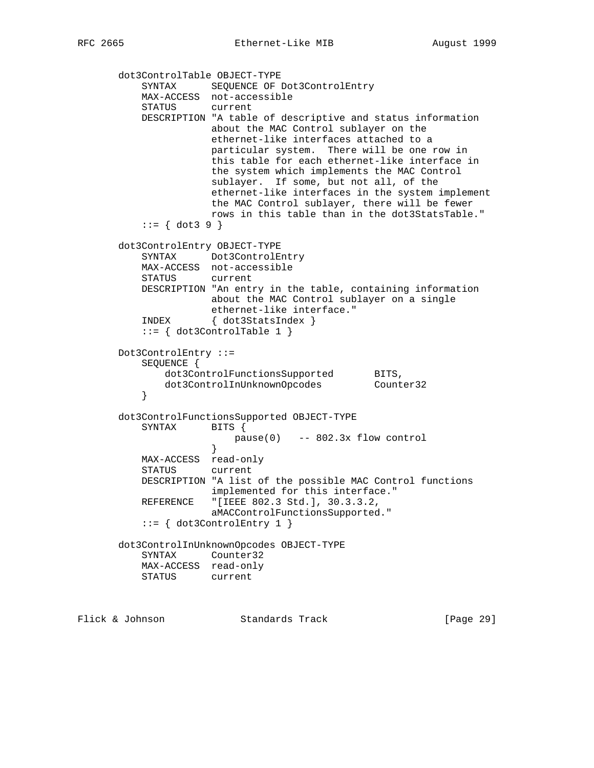```
   dot3ControlTable OBJECT-TYPE
       SYNTAX      SEQUENCE OF Dot3ControlEntry
       MAX-ACCESS  not-accessible
       STATUS      current
       DESCRIPTION "A table of descriptive and status information
                   about the MAC Control sublayer on the
                   ethernet-like interfaces attached to a
                   particular system.  There will be one row in
                   this table for each ethernet-like interface in
                   the system which implements the MAC Control
                   sublayer.  If some, but not all, of the
                   ethernet-like interfaces in the system implement
                   the MAC Control sublayer, there will be fewer
                   rows in this table than in the dot3StatsTable."
       ::= { dot3 9 }

   dot3ControlEntry OBJECT-TYPE
       SYNTAX      Dot3ControlEntry
       MAX-ACCESS  not-accessible
       STATUS      current
       DESCRIPTION "An entry in the table, containing information
                   about the MAC Control sublayer on a single
                   ethernet-like interface."
       INDEX       { dot3StatsIndex }
       ::= { dot3ControlTable 1 }

   Dot3ControlEntry ::=
       SEQUENCE {
           dot3ControlFunctionsSupported       BITS,
           dot3ControlInUnknownOpcodes         Counter32
       }

   dot3ControlFunctionsSupported OBJECT-TYPE
       SYNTAX      BITS {
                       pause(0)   -- 802.3x flow control
                   }
       MAX-ACCESS  read-only
       STATUS      current
       DESCRIPTION "A list of the possible MAC Control functions
                   implemented for this interface."
       REFERENCE   "[IEEE 802.3 Std.], 30.3.3.2,
                   aMACControlFunctionsSupported."
       ::= { dot3ControlEntry 1 }

   dot3ControlInUnknownOpcodes OBJECT-TYPE
       SYNTAX      Counter32
       MAX-ACCESS  read-only
       STATUS      current
```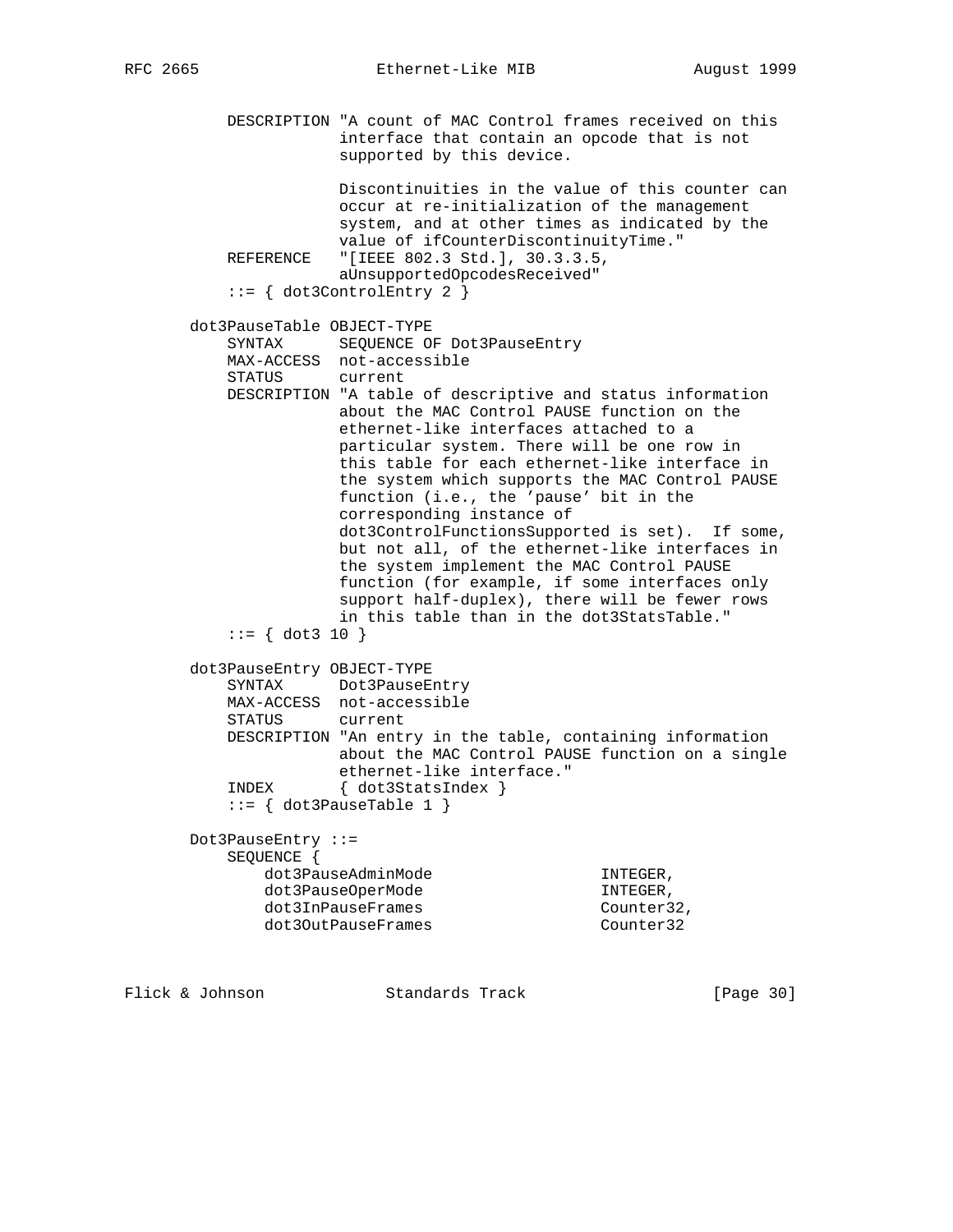```
        DESCRIPTION "A count of MAC Control frames received on this
                    interface that contain an opcode that is not
                    supported by this device.

                    Discontinuities in the value of this counter can
                    occur at re-initialization of the management
                    system, and at other times as indicated by the
                    value of ifCounterDiscontinuityTime."
        REFERENCE   "[IEEE 802.3 Std.], 30.3.3.5,
                    aUnsupportedOpcodesReceived"
        ::= { dot3ControlEntry 2 }

    dot3PauseTable OBJECT-TYPE
        SYNTAX      SEQUENCE OF Dot3PauseEntry
        MAX-ACCESS  not-accessible
        STATUS      current
        DESCRIPTION "A table of descriptive and status information
                    about the MAC Control PAUSE function on the
                    ethernet-like interfaces attached to a
                    particular system. There will be one row in
                    this table for each ethernet-like interface in
                    the system which supports the MAC Control PAUSE
                    function (i.e., the 'pause' bit in the
                    corresponding instance of
                    dot3ControlFunctionsSupported is set).  If some,
                    but not all, of the ethernet-like interfaces in
                    the system implement the MAC Control PAUSE
                    function (for example, if some interfaces only
                    support half-duplex), there will be fewer rows
                    in this table than in the dot3StatsTable."
        ::= { dot3 10 }

    dot3PauseEntry OBJECT-TYPE
        SYNTAX      Dot3PauseEntry
        MAX-ACCESS  not-accessible
        STATUS      current
        DESCRIPTION "An entry in the table, containing information
                    about the MAC Control PAUSE function on a single
                    ethernet-like interface."
        INDEX       { dot3StatsIndex }
        ::= { dot3PauseTable 1 }

    Dot3PauseEntry ::=
        SEQUENCE {
            dot3PauseAdminMode                  INTEGER,
            dot3PauseOperMode                   INTEGER,
            dot3InPauseFrames                   Counter32,
            dot3OutPauseFrames                  Counter32
```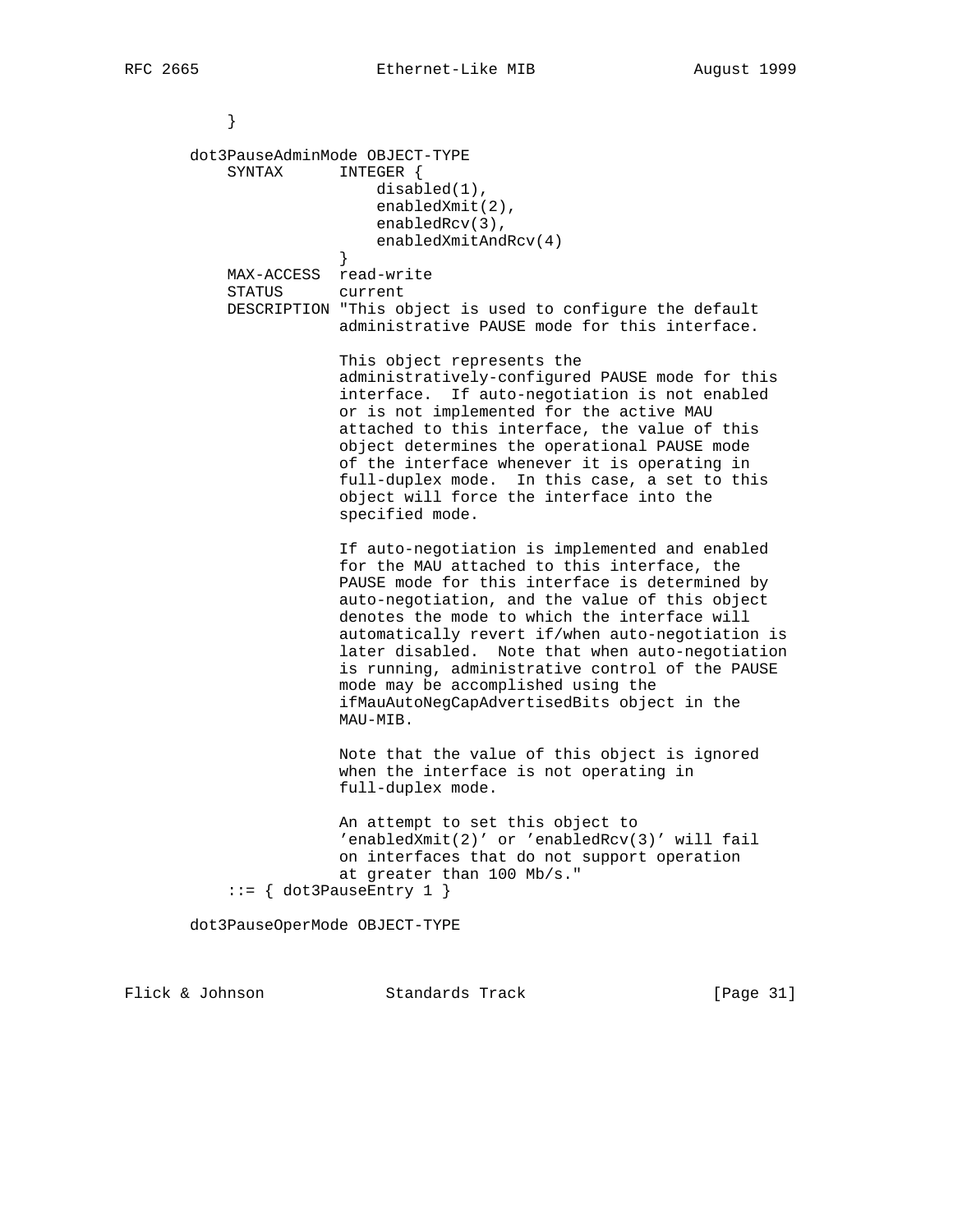```
        }

    dot3PauseAdminMode OBJECT-TYPE
        SYNTAX      INTEGER {
                        disabled(1),
                        enabledXmit(2),
                        enabledRcv(3),
                        enabledXmitAndRcv(4)
                    }
        MAX-ACCESS  read-write
        STATUS      current
        DESCRIPTION "This object is used to configure the default
                    administrative PAUSE mode for this interface.

                    This object represents the
                    administratively-configured PAUSE mode for this
                    interface.  If auto-negotiation is not enabled
                    or is not implemented for the active MAU
                    attached to this interface, the value of this
                    object determines the operational PAUSE mode
                    of the interface whenever it is operating in
                    full-duplex mode.  In this case, a set to this
                    object will force the interface into the
                    specified mode.

                    If auto-negotiation is implemented and enabled
                    for the MAU attached to this interface, the
                    PAUSE mode for this interface is determined by
                    auto-negotiation, and the value of this object
                    denotes the mode to which the interface will
                    automatically revert if/when auto-negotiation is
                    later disabled.  Note that when auto-negotiation
                    is running, administrative control of the PAUSE
                    mode may be accomplished using the
                    ifMauAutoNegCapAdvertisedBits object in the
                    MAU-MIB.

                    Note that the value of this object is ignored
                    when the interface is not operating in
                    full-duplex mode.

                    An attempt to set this object to
                    'enabledXmit(2)' or 'enabledRcv(3)' will fail
                    on interfaces that do not support operation
                    at greater than 100 Mb/s."
        ::= { dot3PauseEntry 1 }

    dot3PauseOperMode OBJECT-TYPE
```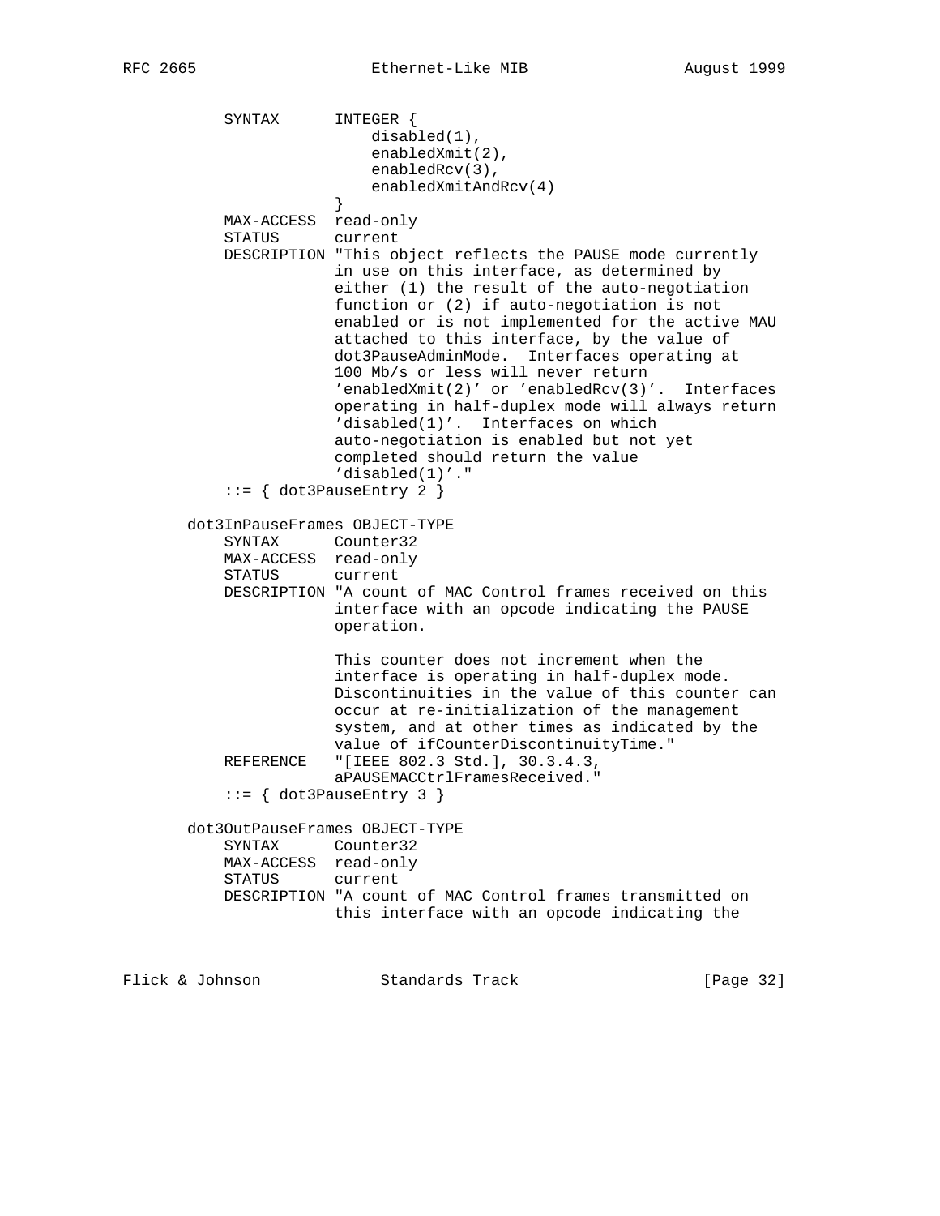```
        SYNTAX      INTEGER {
                        disabled(1),
                        enabledXmit(2),
                        enabledRcv(3),
                        enabledXmitAndRcv(4)
                    }
        MAX-ACCESS  read-only
        STATUS      current
        DESCRIPTION "This object reflects the PAUSE mode currently
                    in use on this interface, as determined by
                    either (1) the result of the auto-negotiation
                    function or (2) if auto-negotiation is not
                    enabled or is not implemented for the active MAU
                    attached to this interface, by the value of
                    dot3PauseAdminMode.  Interfaces operating at
                    100 Mb/s or less will never return
                    'enabledXmit(2)' or 'enabledRcv(3)'.  Interfaces
                    operating in half-duplex mode will always return
                    'disabled(1)'.  Interfaces on which
                    auto-negotiation is enabled but not yet
                    completed should return the value
                    'disabled(1)'."
        ::= { dot3PauseEntry 2 }

    dot3InPauseFrames OBJECT-TYPE
        SYNTAX      Counter32
        MAX-ACCESS  read-only
        STATUS      current
        DESCRIPTION "A count of MAC Control frames received on this
                    interface with an opcode indicating the PAUSE
                    operation.

                    This counter does not increment when the
                    interface is operating in half-duplex mode.
                    Discontinuities in the value of this counter can
                    occur at re-initialization of the management
                    system, and at other times as indicated by the
                    value of ifCounterDiscontinuityTime."
        REFERENCE   "[IEEE 802.3 Std.], 30.3.4.3,
                    aPAUSEMACCtrlFramesReceived."
        ::= { dot3PauseEntry 3 }

    dot3OutPauseFrames OBJECT-TYPE
        SYNTAX      Counter32
        MAX-ACCESS  read-only
        STATUS      current
        DESCRIPTION "A count of MAC Control frames transmitted on
                    this interface with an opcode indicating the
```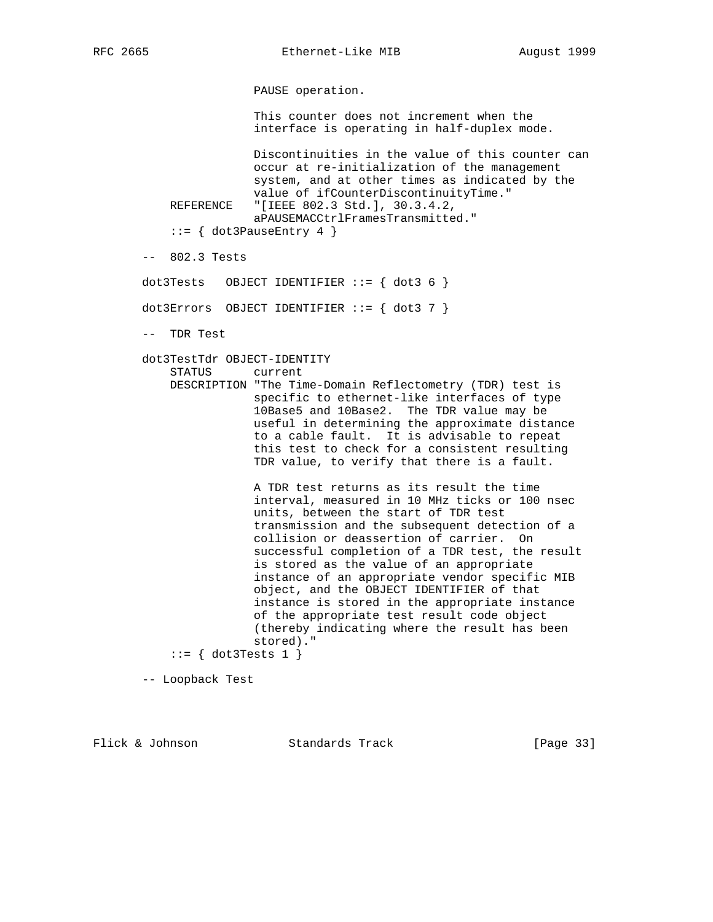```
                 PAUSE operation.

                 This counter does not increment when the
                 interface is operating in half-duplex mode.

                 Discontinuities in the value of this counter can
                 occur at re-initialization of the management
                 system, and at other times as indicated by the
                 value of ifCounterDiscontinuityTime."
    REFERENCE   "[IEEE 802.3 Std.], 30.3.4.2,
                 aPAUSEMACCtrlFramesTransmitted."
    ::= { dot3PauseEntry 4 }

--  802.3 Tests

dot3Tests   OBJECT IDENTIFIER ::= { dot3 6 }

dot3Errors  OBJECT IDENTIFIER ::= { dot3 7 }

--  TDR Test

dot3TestTdr OBJECT-IDENTITY
    STATUS      current
    DESCRIPTION "The Time-Domain Reflectometry (TDR) test is
                 specific to ethernet-like interfaces of type
                 10Base5 and 10Base2.  The TDR value may be
                 useful in determining the approximate distance
                 to a cable fault.  It is advisable to repeat
                 this test to check for a consistent resulting
                 TDR value, to verify that there is a fault.

                 A TDR test returns as its result the time
                 interval, measured in 10 MHz ticks or 100 nsec
                 units, between the start of TDR test
                 transmission and the subsequent detection of a
                 collision or deassertion of carrier.  On
                 successful completion of a TDR test, the result
                 is stored as the value of an appropriate
                 instance of an appropriate vendor specific MIB
                 object, and the OBJECT IDENTIFIER of that
                 instance is stored in the appropriate instance
                 of the appropriate test result code object
                 (thereby indicating where the result has been
                 stored)."
    ::= { dot3Tests 1 }

-- Loopback Test
```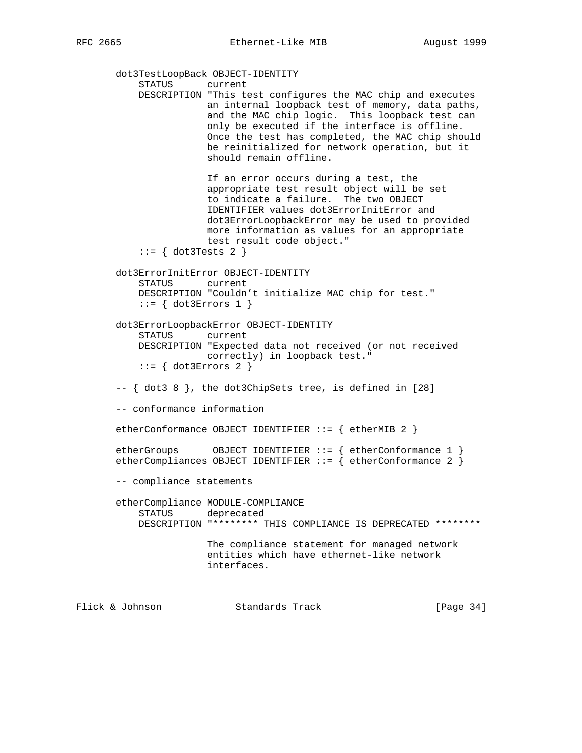```
dot3TestLoopBack OBJECT-IDENTITY
    STATUS      current
    DESCRIPTION "This test configures the MAC chip and executes
                an internal loopback test of memory, data paths,
                and the MAC chip logic.  This loopback test can
                only be executed if the interface is offline.
                Once the test has completed, the MAC chip should
                be reinitialized for network operation, but it
                should remain offline.

                If an error occurs during a test, the
                appropriate test result object will be set
                to indicate a failure.  The two OBJECT
                IDENTIFIER values dot3ErrorInitError and
                dot3ErrorLoopbackError may be used to provided
                more information as values for an appropriate
                test result code object."
    ::= { dot3Tests 2 }

dot3ErrorInitError OBJECT-IDENTITY
    STATUS      current
    DESCRIPTION "Couldn't initialize MAC chip for test."
    ::= { dot3Errors 1 }

dot3ErrorLoopbackError OBJECT-IDENTITY
    STATUS      current
    DESCRIPTION "Expected data not received (or not received
                correctly) in loopback test."
    ::= { dot3Errors 2 }

-- { dot3 8 }, the dot3ChipSets tree, is defined in [28]

-- conformance information

etherConformance OBJECT IDENTIFIER ::= { etherMIB 2 }

etherGroups      OBJECT IDENTIFIER ::= { etherConformance 1 }
etherCompliances OBJECT IDENTIFIER ::= { etherConformance 2 }

-- compliance statements

etherCompliance MODULE-COMPLIANCE
    STATUS      deprecated
    DESCRIPTION "******** THIS COMPLIANCE IS DEPRECATED ********

                The compliance statement for managed network
                entities which have ethernet-like network
                interfaces.
```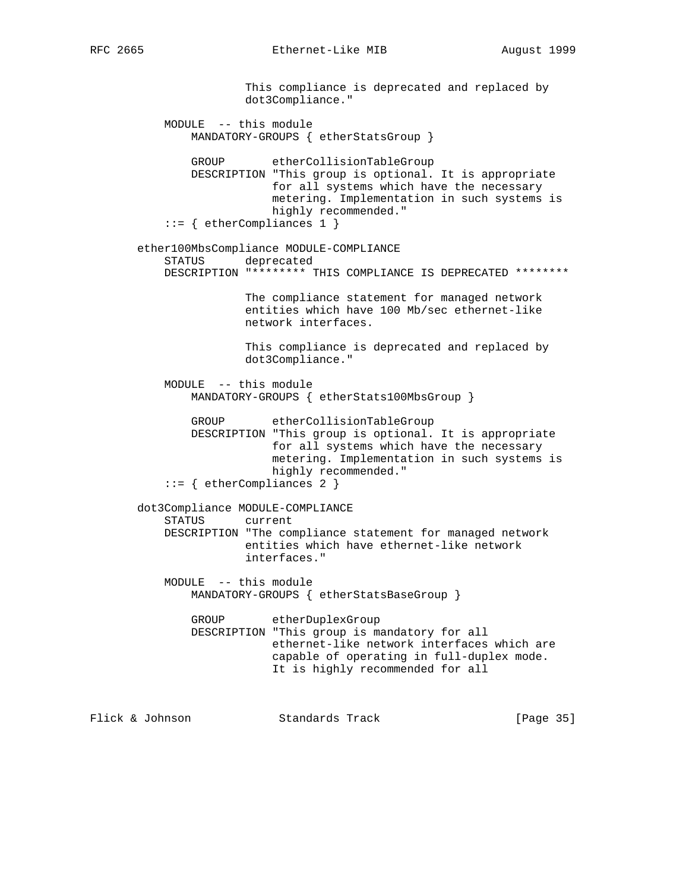```
                 This compliance is deprecated and replaced by
                 dot3Compliance."

       MODULE  -- this module
           MANDATORY-GROUPS { etherStatsGroup }

           GROUP       etherCollisionTableGroup
           DESCRIPTION "This group is optional. It is appropriate
                       for all systems which have the necessary
                       metering. Implementation in such systems is
                       highly recommended."
       ::= { etherCompliances 1 }

   ether100MbsCompliance MODULE-COMPLIANCE
       STATUS      deprecated
       DESCRIPTION "******** THIS COMPLIANCE IS DEPRECATED ********

                   The compliance statement for managed network
                   entities which have 100 Mb/sec ethernet-like
                   network interfaces.

                   This compliance is deprecated and replaced by
                   dot3Compliance."

       MODULE  -- this module
           MANDATORY-GROUPS { etherStats100MbsGroup }

           GROUP       etherCollisionTableGroup
           DESCRIPTION "This group is optional. It is appropriate
                       for all systems which have the necessary
                       metering. Implementation in such systems is
                       highly recommended."
       ::= { etherCompliances 2 }

   dot3Compliance MODULE-COMPLIANCE
       STATUS      current
       DESCRIPTION "The compliance statement for managed network
                   entities which have ethernet-like network
                   interfaces."

       MODULE  -- this module
           MANDATORY-GROUPS { etherStatsBaseGroup }

           GROUP       etherDuplexGroup
           DESCRIPTION "This group is mandatory for all
                       ethernet-like network interfaces which are
                       capable of operating in full-duplex mode.
                       It is highly recommended for all
```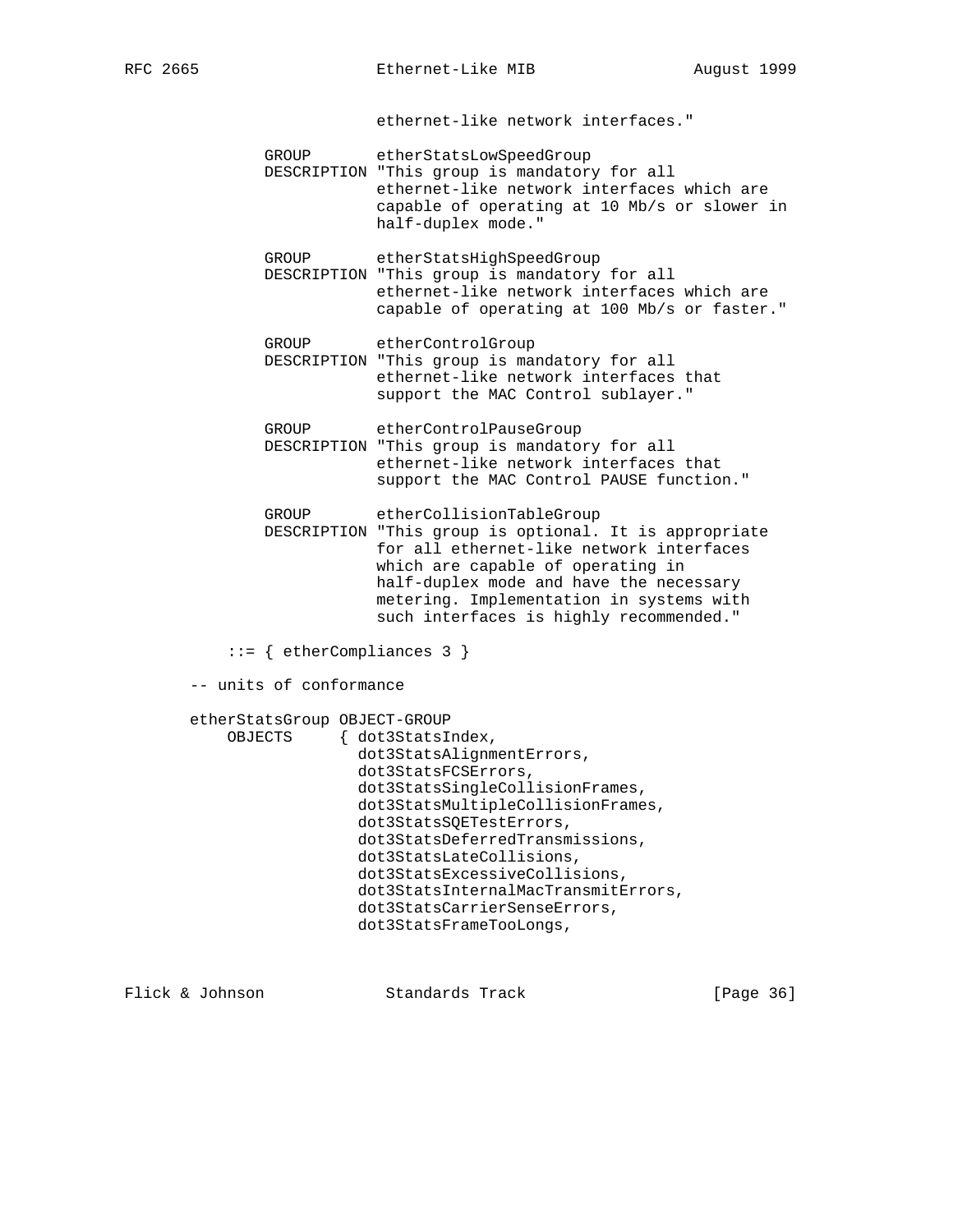```
                    ethernet-like network interfaces."

        GROUP       etherStatsLowSpeedGroup
        DESCRIPTION "This group is mandatory for all
                    ethernet-like network interfaces which are
                    capable of operating at 10 Mb/s or slower in
                    half-duplex mode."

        GROUP       etherStatsHighSpeedGroup
        DESCRIPTION "This group is mandatory for all
                    ethernet-like network interfaces which are
                    capable of operating at 100 Mb/s or faster."

        GROUP       etherControlGroup
        DESCRIPTION "This group is mandatory for all
                    ethernet-like network interfaces that
                    support the MAC Control sublayer."

        GROUP       etherControlPauseGroup
        DESCRIPTION "This group is mandatory for all
                    ethernet-like network interfaces that
                    support the MAC Control PAUSE function."

        GROUP       etherCollisionTableGroup
        DESCRIPTION "This group is optional. It is appropriate
                    for all ethernet-like network interfaces
                    which are capable of operating in
                    half-duplex mode and have the necessary
                    metering. Implementation in systems with
                    such interfaces is highly recommended."

    ::= { etherCompliances 3 }

-- units of conformance

etherStatsGroup OBJECT-GROUP
    OBJECTS     { dot3StatsIndex,
                  dot3StatsAlignmentErrors,
                  dot3StatsFCSErrors,
                  dot3StatsSingleCollisionFrames,
                  dot3StatsMultipleCollisionFrames,
                  dot3StatsSQETestErrors,
                  dot3StatsDeferredTransmissions,
                  dot3StatsLateCollisions,
                  dot3StatsExcessiveCollisions,
                  dot3StatsInternalMacTransmitErrors,
                  dot3StatsCarrierSenseErrors,
                  dot3StatsFrameTooLongs,
```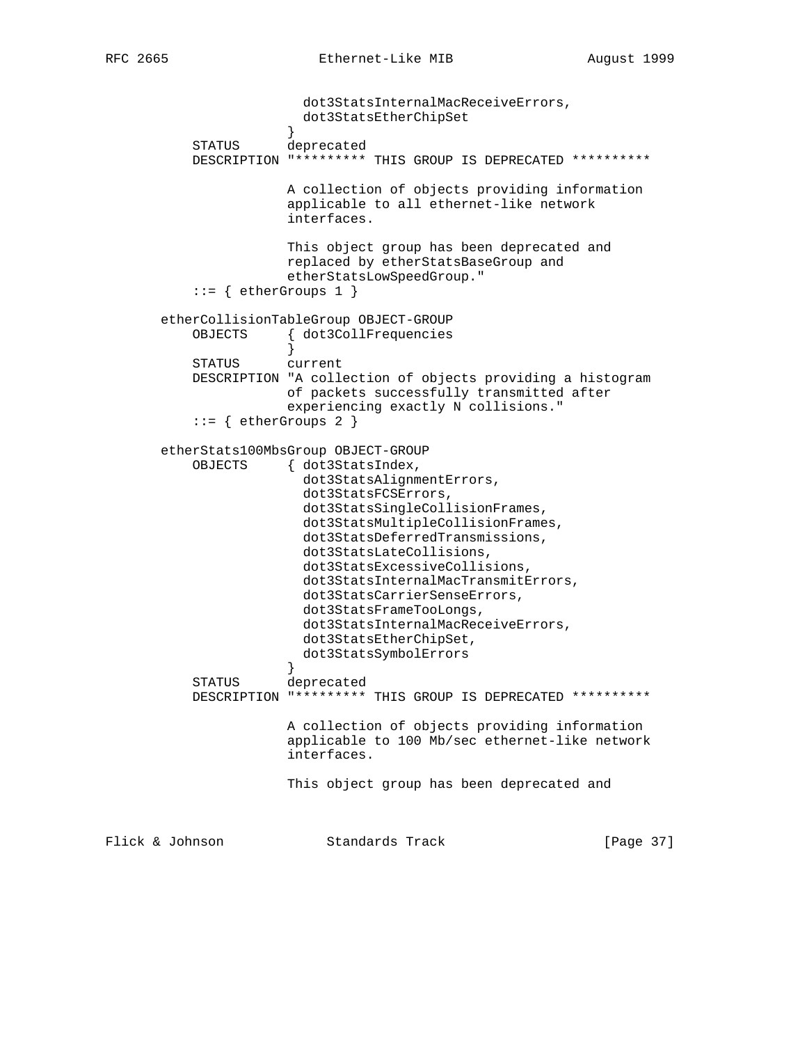```
                      dot3StatsInternalMacReceiveErrors,
                      dot3StatsEtherChipSet
                    }
        STATUS      deprecated
        DESCRIPTION "********* THIS GROUP IS DEPRECATED **********

                    A collection of objects providing information
                    applicable to all ethernet-like network
                    interfaces.

                    This object group has been deprecated and
                    replaced by etherStatsBaseGroup and
                    etherStatsLowSpeedGroup."
        ::= { etherGroups 1 }

    etherCollisionTableGroup OBJECT-GROUP
        OBJECTS     { dot3CollFrequencies
                    }
        STATUS      current
        DESCRIPTION "A collection of objects providing a histogram
                    of packets successfully transmitted after
                    experiencing exactly N collisions."
        ::= { etherGroups 2 }

    etherStats100MbsGroup OBJECT-GROUP
        OBJECTS     { dot3StatsIndex,
                      dot3StatsAlignmentErrors,
                      dot3StatsFCSErrors,
                      dot3StatsSingleCollisionFrames,
                      dot3StatsMultipleCollisionFrames,
                      dot3StatsDeferredTransmissions,
                      dot3StatsLateCollisions,
                      dot3StatsExcessiveCollisions,
                      dot3StatsInternalMacTransmitErrors,
                      dot3StatsCarrierSenseErrors,
                      dot3StatsFrameTooLongs,
                      dot3StatsInternalMacReceiveErrors,
                      dot3StatsEtherChipSet,
                      dot3StatsSymbolErrors
                    }
        STATUS      deprecated
        DESCRIPTION "********* THIS GROUP IS DEPRECATED **********

                    A collection of objects providing information
                    applicable to 100 Mb/sec ethernet-like network
                    interfaces.

                    This object group has been deprecated and
```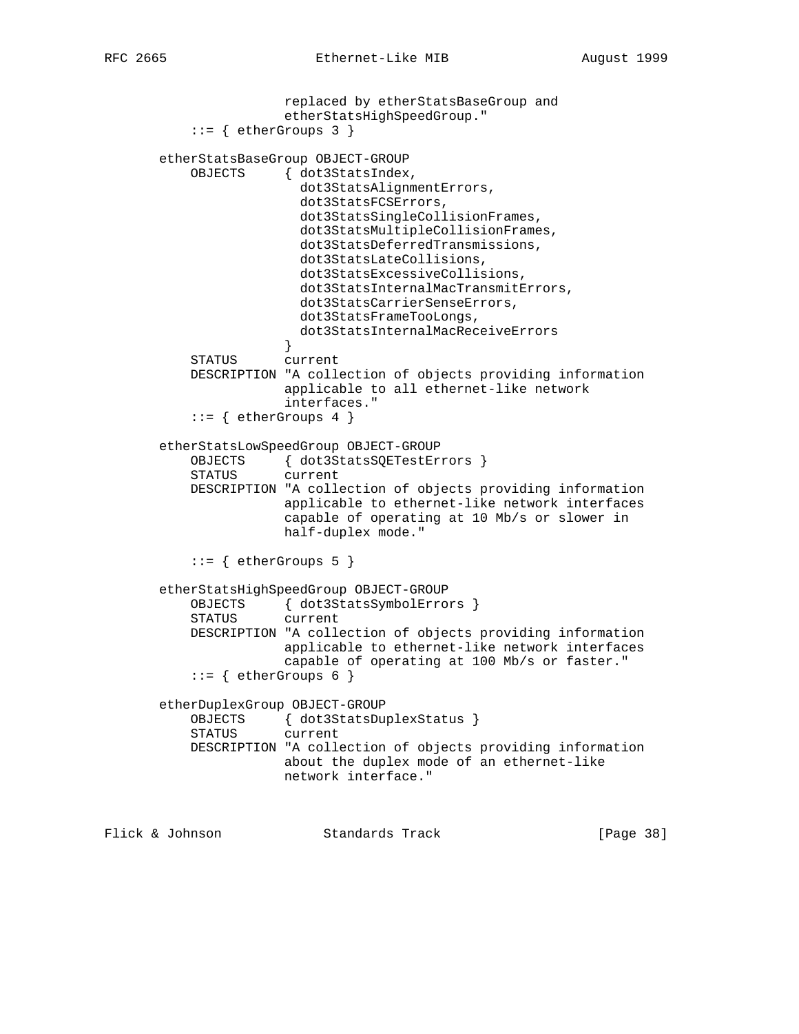```
                   replaced by etherStatsBaseGroup and
                   etherStatsHighSpeedGroup."
       ::= { etherGroups 3 }

   etherStatsBaseGroup OBJECT-GROUP
       OBJECTS     { dot3StatsIndex,
                     dot3StatsAlignmentErrors,
                     dot3StatsFCSErrors,
                     dot3StatsSingleCollisionFrames,
                     dot3StatsMultipleCollisionFrames,
                     dot3StatsDeferredTransmissions,
                     dot3StatsLateCollisions,
                     dot3StatsExcessiveCollisions,
                     dot3StatsInternalMacTransmitErrors,
                     dot3StatsCarrierSenseErrors,
                     dot3StatsFrameTooLongs,
                     dot3StatsInternalMacReceiveErrors
                   }
       STATUS      current
       DESCRIPTION "A collection of objects providing information
                   applicable to all ethernet-like network
                   interfaces."
       ::= { etherGroups 4 }

   etherStatsLowSpeedGroup OBJECT-GROUP
       OBJECTS     { dot3StatsSQETestErrors }
       STATUS      current
       DESCRIPTION "A collection of objects providing information
                   applicable to ethernet-like network interfaces
                   capable of operating at 10 Mb/s or slower in
                   half-duplex mode."

       ::= { etherGroups 5 }

   etherStatsHighSpeedGroup OBJECT-GROUP
       OBJECTS     { dot3StatsSymbolErrors }
       STATUS      current
       DESCRIPTION "A collection of objects providing information
                   applicable to ethernet-like network interfaces
                   capable of operating at 100 Mb/s or faster."
       ::= { etherGroups 6 }

   etherDuplexGroup OBJECT-GROUP
       OBJECTS     { dot3StatsDuplexStatus }
       STATUS      current
       DESCRIPTION "A collection of objects providing information
                   about the duplex mode of an ethernet-like
                   network interface."
```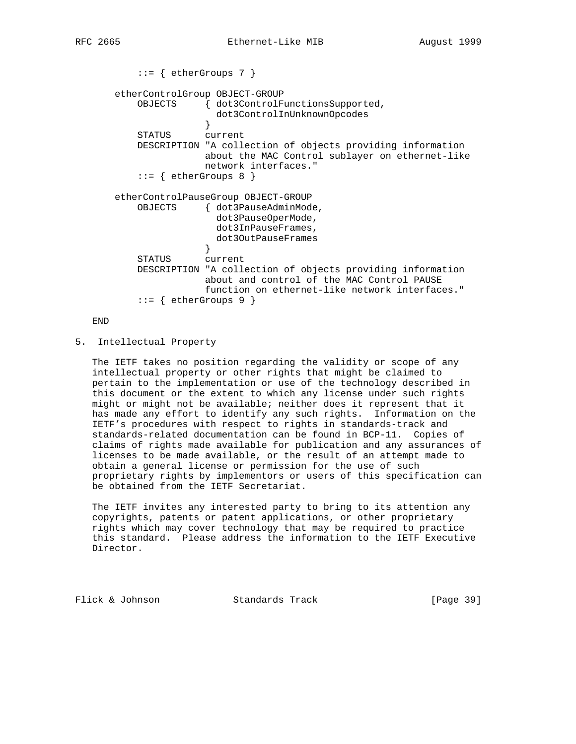```
          ::= { etherGroups 7 }

      etherControlGroup OBJECT-GROUP
          OBJECTS     { dot3ControlFunctionsSupported,
                        dot3ControlInUnknownOpcodes
                      }
          STATUS      current
          DESCRIPTION "A collection of objects providing information
                      about the MAC Control sublayer on ethernet-like
                      network interfaces."
          ::= { etherGroups 8 }

      etherControlPauseGroup OBJECT-GROUP
          OBJECTS     { dot3PauseAdminMode,
                        dot3PauseOperMode,
                        dot3InPauseFrames,
                        dot3OutPauseFrames
                      }
          STATUS      current
          DESCRIPTION "A collection of objects providing information
                      about and control of the MAC Control PAUSE
                      function on ethernet-like network interfaces."
          ::= { etherGroups 9 }

  END
```

## 5. Intellectual Property

The IETF takes no position regarding the validity or scope of any intellectual property or other rights that might be claimed to pertain to the implementation or use of the technology described in this document or the extent to which any license under such rights might or might not be available; neither does it represent that it has made any effort to identify any such rights. Information on the IETF's procedures with respect to rights in standards-track and standards-related documentation can be found in BCP-11. Copies of claims of rights made available for publication and any assurances of licenses to be made available, or the result of an attempt made to obtain a general license or permission for the use of such proprietary rights by implementors or users of this specification can be obtained from the IETF Secretariat.

The IETF invites any interested party to bring to its attention any copyrights, patents or patent applications, or other proprietary rights which may cover technology that may be required to practice this standard. Please address the information to the IETF Executive Director.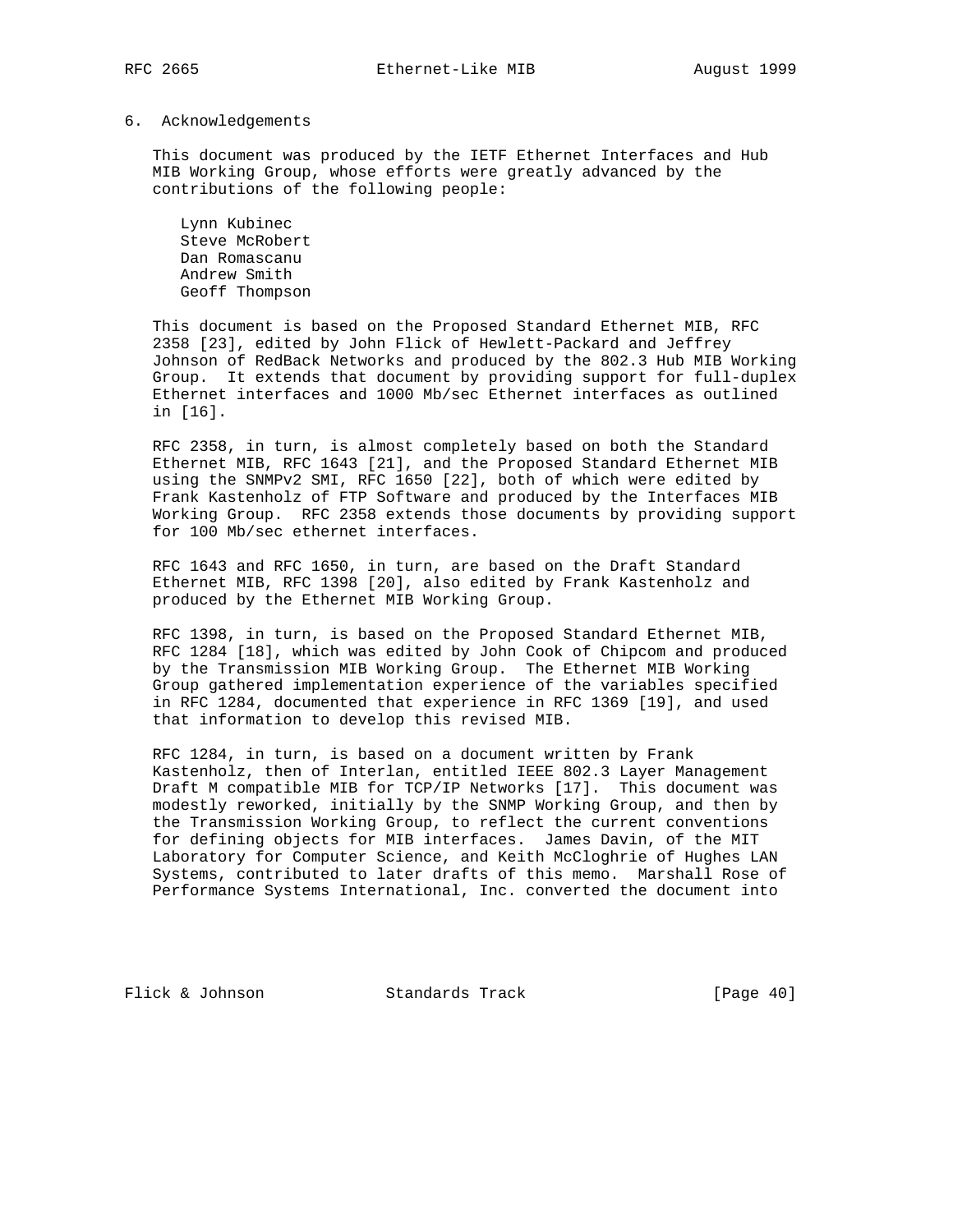## 6. Acknowledgements

This document was produced by the IETF Ethernet Interfaces and Hub MIB Working Group, whose efforts were greatly advanced by the contributions of the following people:

Lynn Kubinec
Steve McRobert
Dan Romascanu
Andrew Smith
Geoff Thompson

This document is based on the Proposed Standard Ethernet MIB, RFC 2358 [23], edited by John Flick of Hewlett-Packard and Jeffrey Johnson of RedBack Networks and produced by the 802.3 Hub MIB Working Group. It extends that document by providing support for full-duplex Ethernet interfaces and 1000 Mb/sec Ethernet interfaces as outlined in [16].

RFC 2358, in turn, is almost completely based on both the Standard Ethernet MIB, RFC 1643 [21], and the Proposed Standard Ethernet MIB using the SNMPv2 SMI, RFC 1650 [22], both of which were edited by Frank Kastenholz of FTP Software and produced by the Interfaces MIB Working Group. RFC 2358 extends those documents by providing support for 100 Mb/sec ethernet interfaces.

RFC 1643 and RFC 1650, in turn, are based on the Draft Standard Ethernet MIB, RFC 1398 [20], also edited by Frank Kastenholz and produced by the Ethernet MIB Working Group.

RFC 1398, in turn, is based on the Proposed Standard Ethernet MIB, RFC 1284 [18], which was edited by John Cook of Chipcom and produced by the Transmission MIB Working Group. The Ethernet MIB Working Group gathered implementation experience of the variables specified in RFC 1284, documented that experience in RFC 1369 [19], and used that information to develop this revised MIB.

RFC 1284, in turn, is based on a document written by Frank Kastenholz, then of Interlan, entitled IEEE 802.3 Layer Management Draft M compatible MIB for TCP/IP Networks [17]. This document was modestly reworked, initially by the SNMP Working Group, and then by the Transmission Working Group, to reflect the current conventions for defining objects for MIB interfaces. James Davin, of the MIT Laboratory for Computer Science, and Keith McCloghrie of Hughes LAN Systems, contributed to later drafts of this memo. Marshall Rose of Performance Systems International, Inc. converted the document into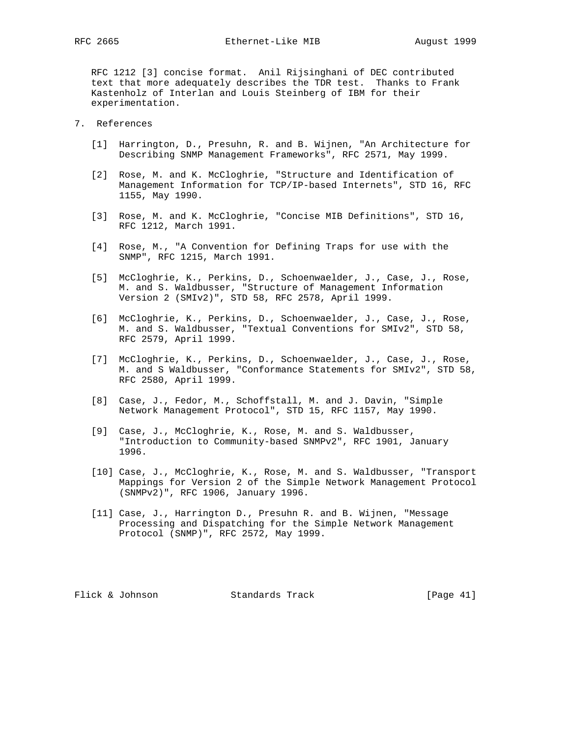RFC 1212 [3] concise format. Anil Rijsinghani of DEC contributed text that more adequately describes the TDR test. Thanks to Frank Kastenholz of Interlan and Louis Steinberg of IBM for their experimentation.

## 7. References

[1] Harrington, D., Presuhn, R. and B. Wijnen, "An Architecture for Describing SNMP Management Frameworks", RFC 2571, May 1999.

[2] Rose, M. and K. McCloghrie, "Structure and Identification of Management Information for TCP/IP-based Internets", STD 16, RFC 1155, May 1990.

[3] Rose, M. and K. McCloghrie, "Concise MIB Definitions", STD 16, RFC 1212, March 1991.

[4] Rose, M., "A Convention for Defining Traps for use with the SNMP", RFC 1215, March 1991.

[5] McCloghrie, K., Perkins, D., Schoenwaelder, J., Case, J., Rose, M. and S. Waldbusser, "Structure of Management Information Version 2 (SMIv2)", STD 58, RFC 2578, April 1999.

[6] McCloghrie, K., Perkins, D., Schoenwaelder, J., Case, J., Rose, M. and S. Waldbusser, "Textual Conventions for SMIv2", STD 58, RFC 2579, April 1999.

[7] McCloghrie, K., Perkins, D., Schoenwaelder, J., Case, J., Rose, M. and S Waldbusser, "Conformance Statements for SMIv2", STD 58, RFC 2580, April 1999.

[8] Case, J., Fedor, M., Schoffstall, M. and J. Davin, "Simple Network Management Protocol", STD 15, RFC 1157, May 1990.

[9] Case, J., McCloghrie, K., Rose, M. and S. Waldbusser, "Introduction to Community-based SNMPv2", RFC 1901, January 1996.

[10] Case, J., McCloghrie, K., Rose, M. and S. Waldbusser, "Transport Mappings for Version 2 of the Simple Network Management Protocol (SNMPv2)", RFC 1906, January 1996.

[11] Case, J., Harrington D., Presuhn R. and B. Wijnen, "Message Processing and Dispatching for the Simple Network Management Protocol (SNMP)", RFC 2572, May 1999.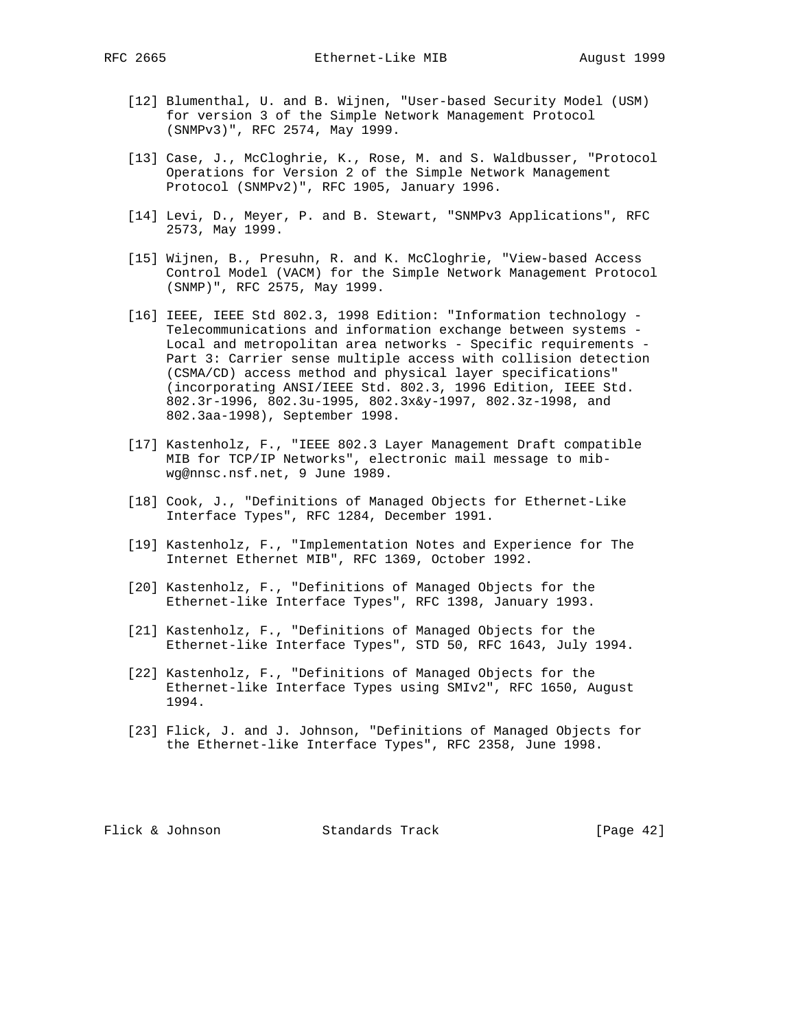[12] Blumenthal, U. and B. Wijnen, "User-based Security Model (USM) for version 3 of the Simple Network Management Protocol (SNMPv3)", RFC 2574, May 1999.

[13] Case, J., McCloghrie, K., Rose, M. and S. Waldbusser, "Protocol Operations for Version 2 of the Simple Network Management Protocol (SNMPv2)", RFC 1905, January 1996.

[14] Levi, D., Meyer, P. and B. Stewart, "SNMPv3 Applications", RFC 2573, May 1999.

[15] Wijnen, B., Presuhn, R. and K. McCloghrie, "View-based Access Control Model (VACM) for the Simple Network Management Protocol (SNMP)", RFC 2575, May 1999.

[16] IEEE, IEEE Std 802.3, 1998 Edition: "Information technology - Telecommunications and information exchange between systems - Local and metropolitan area networks - Specific requirements - Part 3: Carrier sense multiple access with collision detection (CSMA/CD) access method and physical layer specifications" (incorporating ANSI/IEEE Std. 802.3, 1996 Edition, IEEE Std. 802.3r-1996, 802.3u-1995, 802.3x&y-1997, 802.3z-1998, and 802.3aa-1998), September 1998.

[17] Kastenholz, F., "IEEE 802.3 Layer Management Draft compatible MIB for TCP/IP Networks", electronic mail message to mib-wg@nnsc.nsf.net, 9 June 1989.

[18] Cook, J., "Definitions of Managed Objects for Ethernet-Like Interface Types", RFC 1284, December 1991.

[19] Kastenholz, F., "Implementation Notes and Experience for The Internet Ethernet MIB", RFC 1369, October 1992.

[20] Kastenholz, F., "Definitions of Managed Objects for the Ethernet-like Interface Types", RFC 1398, January 1993.

[21] Kastenholz, F., "Definitions of Managed Objects for the Ethernet-like Interface Types", STD 50, RFC 1643, July 1994.

[22] Kastenholz, F., "Definitions of Managed Objects for the Ethernet-like Interface Types using SMIv2", RFC 1650, August 1994.

[23] Flick, J. and J. Johnson, "Definitions of Managed Objects for the Ethernet-like Interface Types", RFC 2358, June 1998.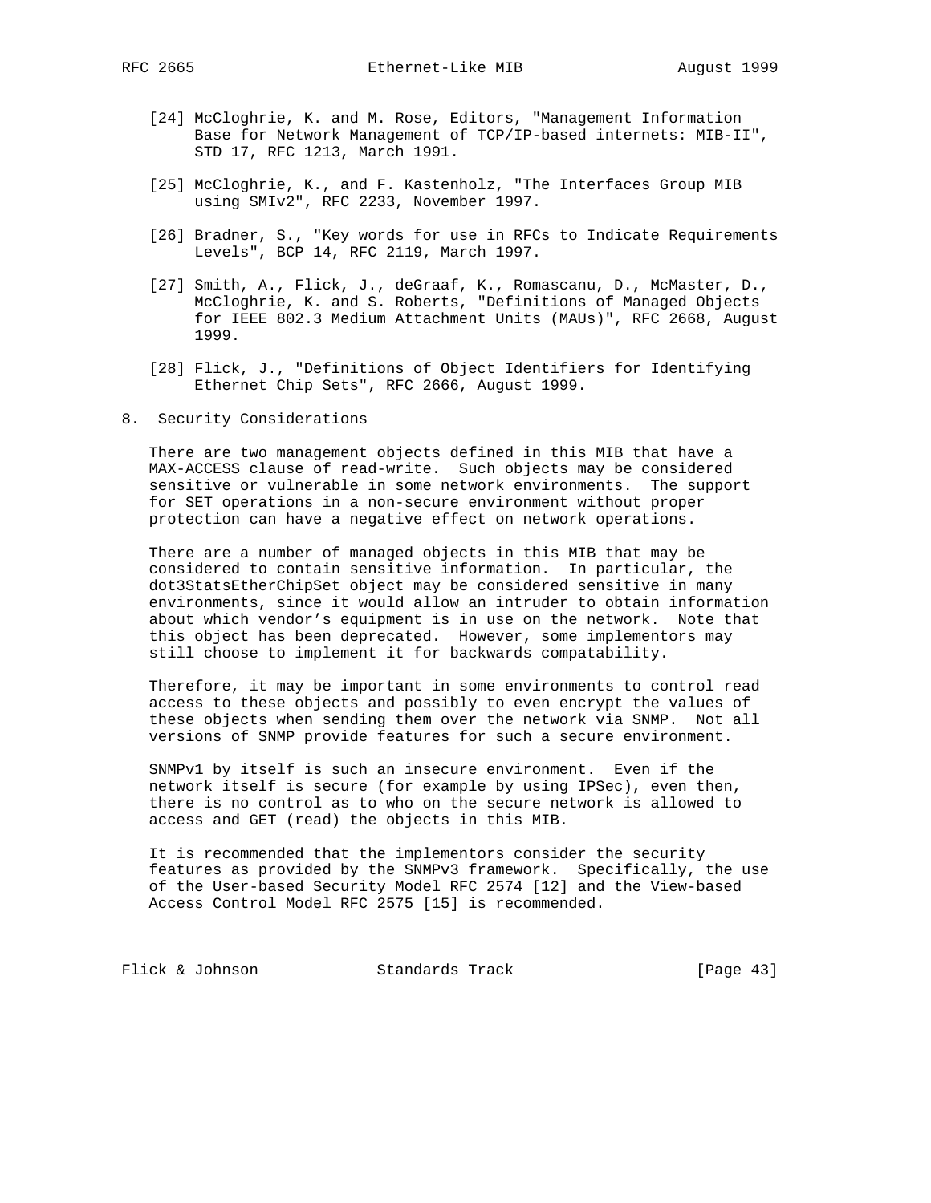[24] McCloghrie, K. and M. Rose, Editors, "Management Information Base for Network Management of TCP/IP-based internets: MIB-II", STD 17, RFC 1213, March 1991.

[25] McCloghrie, K., and F. Kastenholz, "The Interfaces Group MIB using SMIv2", RFC 2233, November 1997.

[26] Bradner, S., "Key words for use in RFCs to Indicate Requirements Levels", BCP 14, RFC 2119, March 1997.

[27] Smith, A., Flick, J., deGraaf, K., Romascanu, D., McMaster, D., McCloghrie, K. and S. Roberts, "Definitions of Managed Objects for IEEE 802.3 Medium Attachment Units (MAUs)", RFC 2668, August 1999.

[28] Flick, J., "Definitions of Object Identifiers for Identifying Ethernet Chip Sets", RFC 2666, August 1999.

## 8. Security Considerations

There are two management objects defined in this MIB that have a MAX-ACCESS clause of read-write. Such objects may be considered sensitive or vulnerable in some network environments. The support for SET operations in a non-secure environment without proper protection can have a negative effect on network operations.

There are a number of managed objects in this MIB that may be considered to contain sensitive information. In particular, the dot3StatsEtherChipSet object may be considered sensitive in many environments, since it would allow an intruder to obtain information about which vendor’s equipment is in use on the network. Note that this object has been deprecated. However, some implementors may still choose to implement it for backwards compatability.

Therefore, it may be important in some environments to control read access to these objects and possibly to even encrypt the values of these objects when sending them over the network via SNMP. Not all versions of SNMP provide features for such a secure environment.

SNMPv1 by itself is such an insecure environment. Even if the network itself is secure (for example by using IPSec), even then, there is no control as to who on the secure network is allowed to access and GET (read) the objects in this MIB.

It is recommended that the implementors consider the security features as provided by the SNMPv3 framework. Specifically, the use of the User-based Security Model RFC 2574 [12] and the View-based Access Control Model RFC 2575 [15] is recommended.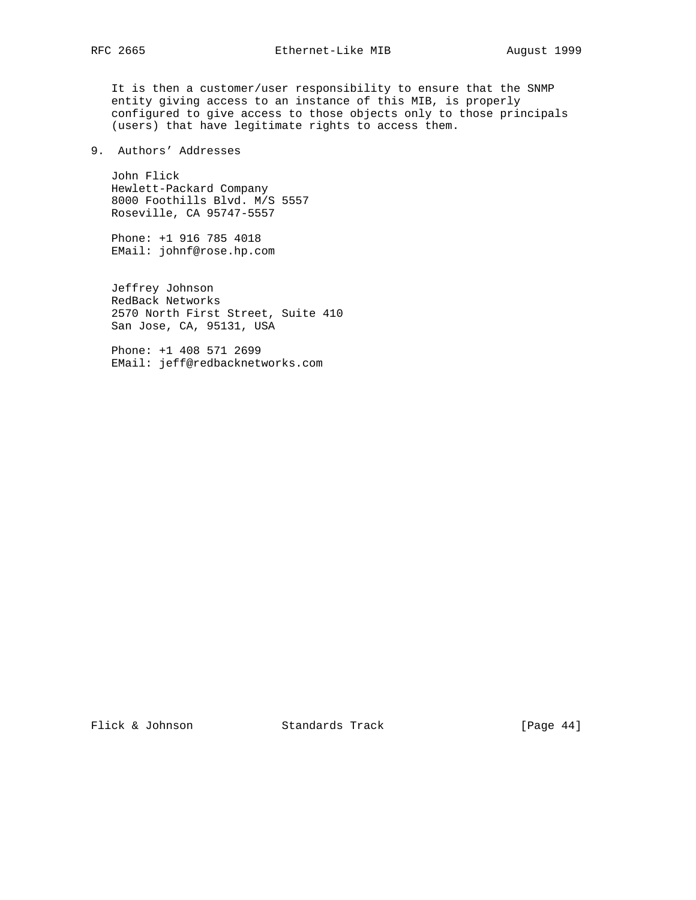It is then a customer/user responsibility to ensure that the SNMP entity giving access to an instance of this MIB, is properly configured to give access to those objects only to those principals (users) that have legitimate rights to access them.

## 9. Authors' Addresses

John Flick
Hewlett-Packard Company
8000 Foothills Blvd. M/S 5557
Roseville, CA 95747-5557

Phone: +1 916 785 4018
EMail: johnf@rose.hp.com

Jeffrey Johnson
RedBack Networks
2570 North First Street, Suite 410
San Jose, CA, 95131, USA

Phone: +1 408 571 2699
EMail: jeff@redbacknetworks.com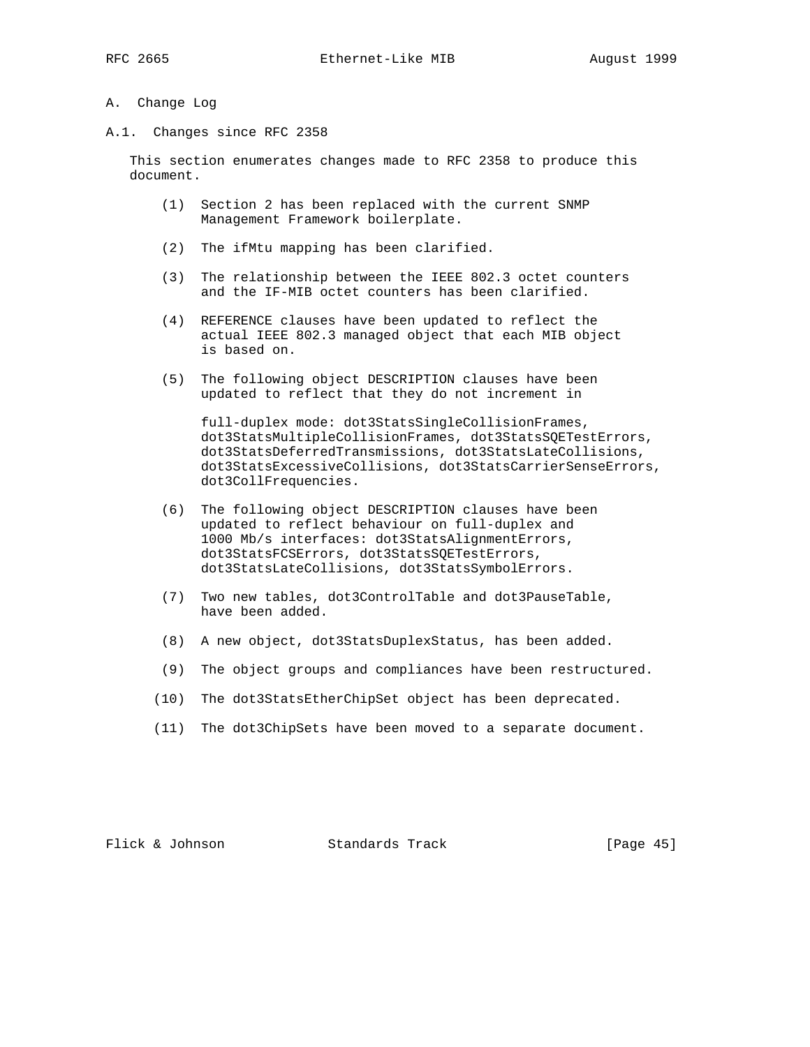# A. Change Log

## A.1. Changes since RFC 2358

This section enumerates changes made to RFC 2358 to produce this document.

1. Section 2 has been replaced with the current SNMP Management Framework boilerplate.

2. The ifMtu mapping has been clarified.

3. The relationship between the IEEE 802.3 octet counters and the IF-MIB octet counters has been clarified.

4. REFERENCE clauses have been updated to reflect the actual IEEE 802.3 managed object that each MIB object is based on.

5. The following object DESCRIPTION clauses have been updated to reflect that they do not increment in

   full-duplex mode: dot3StatsSingleCollisionFrames, dot3StatsMultipleCollisionFrames, dot3StatsSQETestErrors, dot3StatsDeferredTransmissions, dot3StatsLateCollisions, dot3StatsExcessiveCollisions, dot3StatsCarrierSenseErrors, dot3CollFrequencies.

6. The following object DESCRIPTION clauses have been updated to reflect behaviour on full-duplex and 1000 Mb/s interfaces: dot3StatsAlignmentErrors, dot3StatsFCSErrors, dot3StatsSQETestErrors, dot3StatsLateCollisions, dot3StatsSymbolErrors.

7. Two new tables, dot3ControlTable and dot3PauseTable, have been added.

8. A new object, dot3StatsDuplexStatus, has been added.

9. The object groups and compliances have been restructured.

10. The dot3StatsEtherChipSet object has been deprecated.

11. The dot3ChipSets have been moved to a separate document.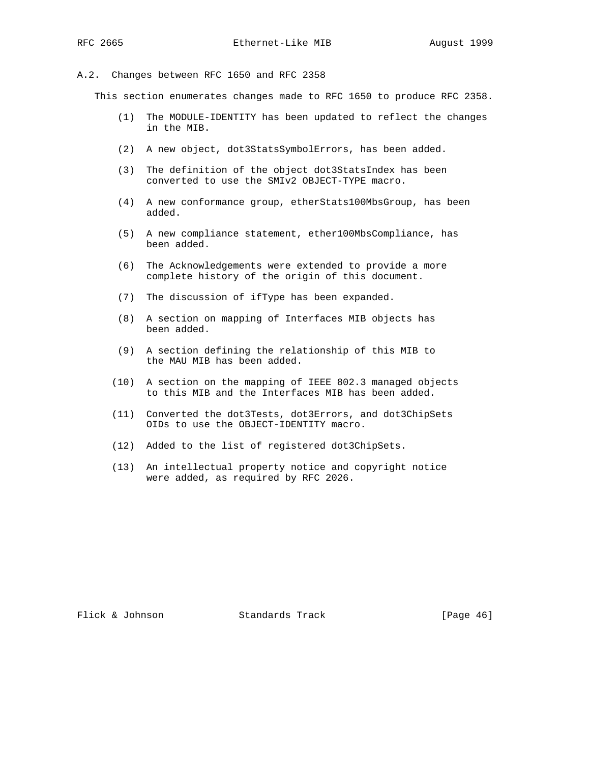## A.2. Changes between RFC 1650 and RFC 2358

This section enumerates changes made to RFC 1650 to produce RFC 2358.

(1) The MODULE-IDENTITY has been updated to reflect the changes in the MIB.

(2) A new object, dot3StatsSymbolErrors, has been added.

(3) The definition of the object dot3StatsIndex has been converted to use the SMIv2 OBJECT-TYPE macro.

(4) A new conformance group, etherStats100MbsGroup, has been added.

(5) A new compliance statement, ether100MbsCompliance, has been added.

(6) The Acknowledgements were extended to provide a more complete history of the origin of this document.

(7) The discussion of ifType has been expanded.

(8) A section on mapping of Interfaces MIB objects has been added.

(9) A section defining the relationship of this MIB to the MAU MIB has been added.

(10) A section on the mapping of IEEE 802.3 managed objects to this MIB and the Interfaces MIB has been added.

(11) Converted the dot3Tests, dot3Errors, and dot3ChipSets OIDs to use the OBJECT-IDENTITY macro.

(12) Added to the list of registered dot3ChipSets.

(13) An intellectual property notice and copyright notice were added, as required by RFC 2026.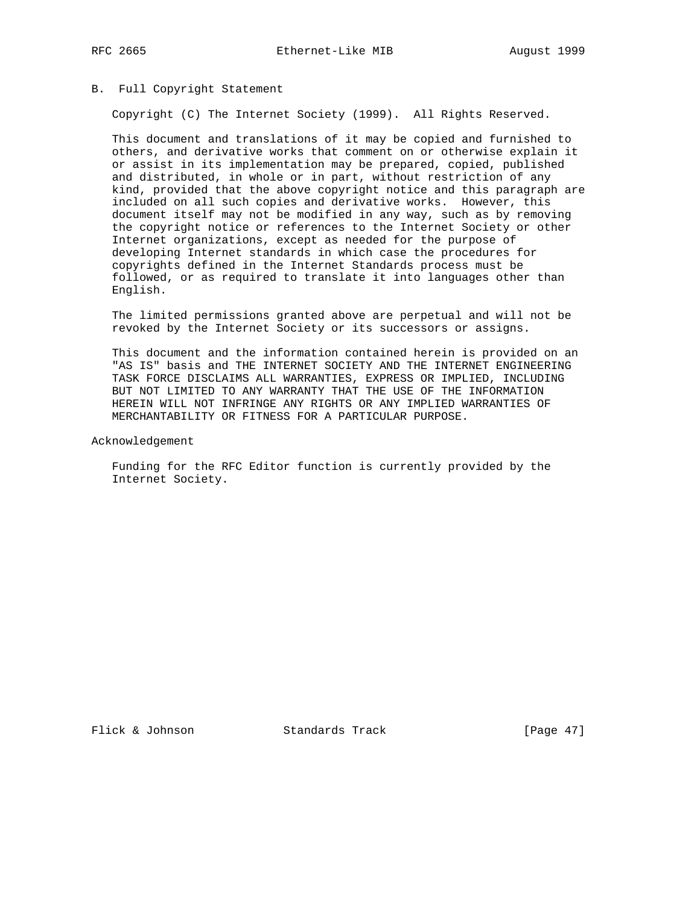## B. Full Copyright Statement

Copyright (C) The Internet Society (1999). All Rights Reserved.

This document and translations of it may be copied and furnished to others, and derivative works that comment on or otherwise explain it or assist in its implementation may be prepared, copied, published and distributed, in whole or in part, without restriction of any kind, provided that the above copyright notice and this paragraph are included on all such copies and derivative works. However, this document itself may not be modified in any way, such as by removing the copyright notice or references to the Internet Society or other Internet organizations, except as needed for the purpose of developing Internet standards in which case the procedures for copyrights defined in the Internet Standards process must be followed, or as required to translate it into languages other than English.

The limited permissions granted above are perpetual and will not be revoked by the Internet Society or its successors or assigns.

This document and the information contained herein is provided on an "AS IS" basis and THE INTERNET SOCIETY AND THE INTERNET ENGINEERING TASK FORCE DISCLAIMS ALL WARRANTIES, EXPRESS OR IMPLIED, INCLUDING BUT NOT LIMITED TO ANY WARRANTY THAT THE USE OF THE INFORMATION HEREIN WILL NOT INFRINGE ANY RIGHTS OR ANY IMPLIED WARRANTIES OF MERCHANTABILITY OR FITNESS FOR A PARTICULAR PURPOSE.

## Acknowledgement

Funding for the RFC Editor function is currently provided by the Internet Society.